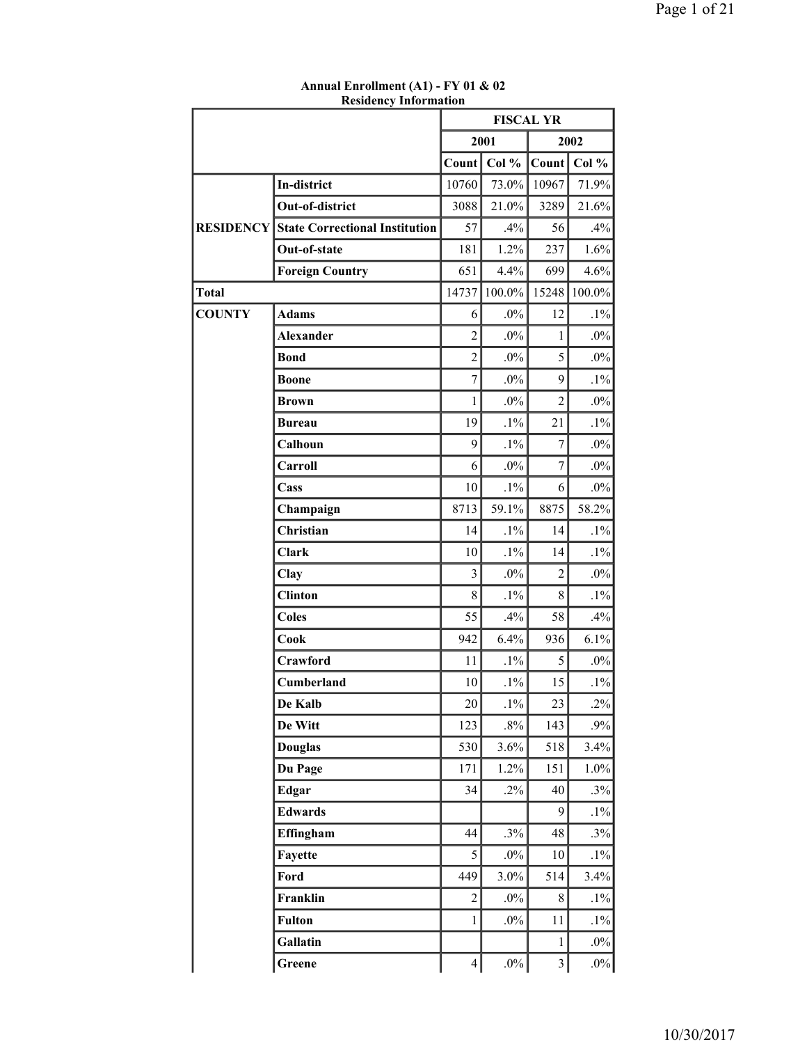**Annual Enrollment (A1) - FY 01 & 02**
**Residency Information**

| | | FISCAL YR | | | |
|---|---|---|---|---|---|
| | | 2001 | | 2002 | |
| | | Count | Col % | Count | Col % |
| RESIDENCY | In-district | 10760 | 73.0% | 10967 | 71.9% |
| | Out-of-district | 3088 | 21.0% | 3289 | 21.6% |
| | State Correctional Institution | 57 | .4% | 56 | .4% |
| | Out-of-state | 181 | 1.2% | 237 | 1.6% |
| | Foreign Country | 651 | 4.4% | 699 | 4.6% |
| Total | | 14737 | 100.0% | 15248 | 100.0% |
| COUNTY | Adams | 6 | .0% | 12 | .1% |
| | Alexander | 2 | .0% | 1 | .0% |
| | Bond | 2 | .0% | 5 | .0% |
| | Boone | 7 | .0% | 9 | .1% |
| | Brown | 1 | .0% | 2 | .0% |
| | Bureau | 19 | .1% | 21 | .1% |
| | Calhoun | 9 | .1% | 7 | .0% |
| | Carroll | 6 | .0% | 7 | .0% |
| | Cass | 10 | .1% | 6 | .0% |
| | Champaign | 8713 | 59.1% | 8875 | 58.2% |
| | Christian | 14 | .1% | 14 | .1% |
| | Clark | 10 | .1% | 14 | .1% |
| | Clay | 3 | .0% | 2 | .0% |
| | Clinton | 8 | .1% | 8 | .1% |
| | Coles | 55 | .4% | 58 | .4% |
| | Cook | 942 | 6.4% | 936 | 6.1% |
| | Crawford | 11 | .1% | 5 | .0% |
| | Cumberland | 10 | .1% | 15 | .1% |
| | De Kalb | 20 | .1% | 23 | .2% |
| | De Witt | 123 | .8% | 143 | .9% |
| | Douglas | 530 | 3.6% | 518 | 3.4% |
| | Du Page | 171 | 1.2% | 151 | 1.0% |
| | Edgar | 34 | .2% | 40 | .3% |
| | Edwards | | | 9 | .1% |
| | Effingham | 44 | .3% | 48 | .3% |
| | Fayette | 5 | .0% | 10 | .1% |
| | Ford | 449 | 3.0% | 514 | 3.4% |
| | Franklin | 2 | .0% | 8 | .1% |
| | Fulton | 1 | .0% | 11 | .1% |
| | Gallatin | | | 1 | .0% |
| | Greene | 4 | .0% | 3 | .0% |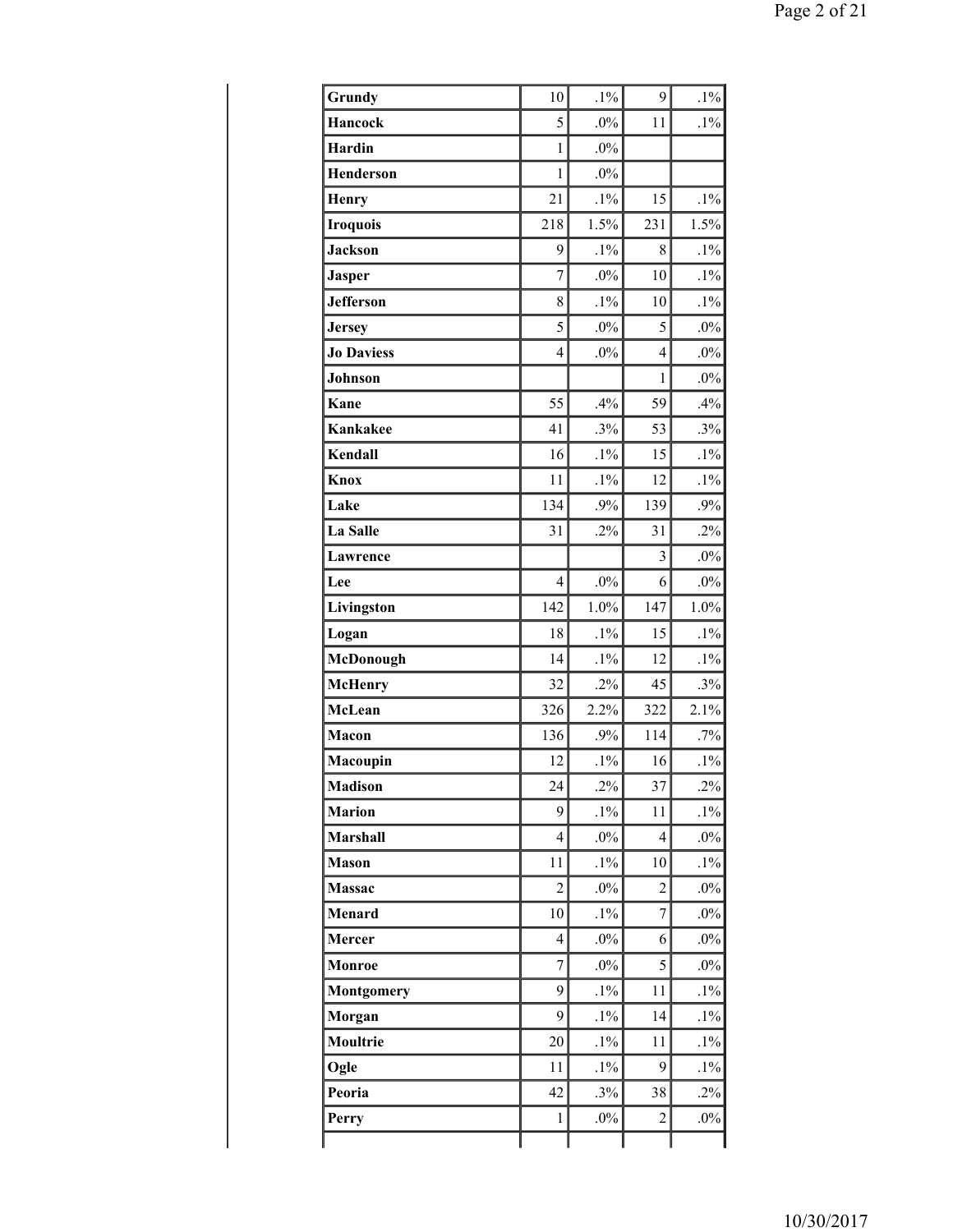| | | | | |
|---|---|---|---|---|
| **Grundy** | 10 | .1% | 9 | .1% |
| **Hancock** | 5 | .0% | 11 | .1% |
| **Hardin** | 1 | .0% | | |
| **Henderson** | 1 | .0% | | |
| **Henry** | 21 | .1% | 15 | .1% |
| **Iroquois** | 218 | 1.5% | 231 | 1.5% |
| **Jackson** | 9 | .1% | 8 | .1% |
| **Jasper** | 7 | .0% | 10 | .1% |
| **Jefferson** | 8 | .1% | 10 | .1% |
| **Jersey** | 5 | .0% | 5 | .0% |
| **Jo Daviess** | 4 | .0% | 4 | .0% |
| **Johnson** | | | 1 | .0% |
| **Kane** | 55 | .4% | 59 | .4% |
| **Kankakee** | 41 | .3% | 53 | .3% |
| **Kendall** | 16 | .1% | 15 | .1% |
| **Knox** | 11 | .1% | 12 | .1% |
| **Lake** | 134 | .9% | 139 | .9% |
| **La Salle** | 31 | .2% | 31 | .2% |
| **Lawrence** | | | 3 | .0% |
| **Lee** | 4 | .0% | 6 | .0% |
| **Livingston** | 142 | 1.0% | 147 | 1.0% |
| **Logan** | 18 | .1% | 15 | .1% |
| **McDonough** | 14 | .1% | 12 | .1% |
| **McHenry** | 32 | .2% | 45 | .3% |
| **McLean** | 326 | 2.2% | 322 | 2.1% |
| **Macon** | 136 | .9% | 114 | .7% |
| **Macoupin** | 12 | .1% | 16 | .1% |
| **Madison** | 24 | .2% | 37 | .2% |
| **Marion** | 9 | .1% | 11 | .1% |
| **Marshall** | 4 | .0% | 4 | .0% |
| **Mason** | 11 | .1% | 10 | .1% |
| **Massac** | 2 | .0% | 2 | .0% |
| **Menard** | 10 | .1% | 7 | .0% |
| **Mercer** | 4 | .0% | 6 | .0% |
| **Monroe** | 7 | .0% | 5 | .0% |
| **Montgomery** | 9 | .1% | 11 | .1% |
| **Morgan** | 9 | .1% | 14 | .1% |
| **Moultrie** | 20 | .1% | 11 | .1% |
| **Ogle** | 11 | .1% | 9 | .1% |
| **Peoria** | 42 | .3% | 38 | .2% |
| **Perry** | 1 | .0% | 2 | .0% |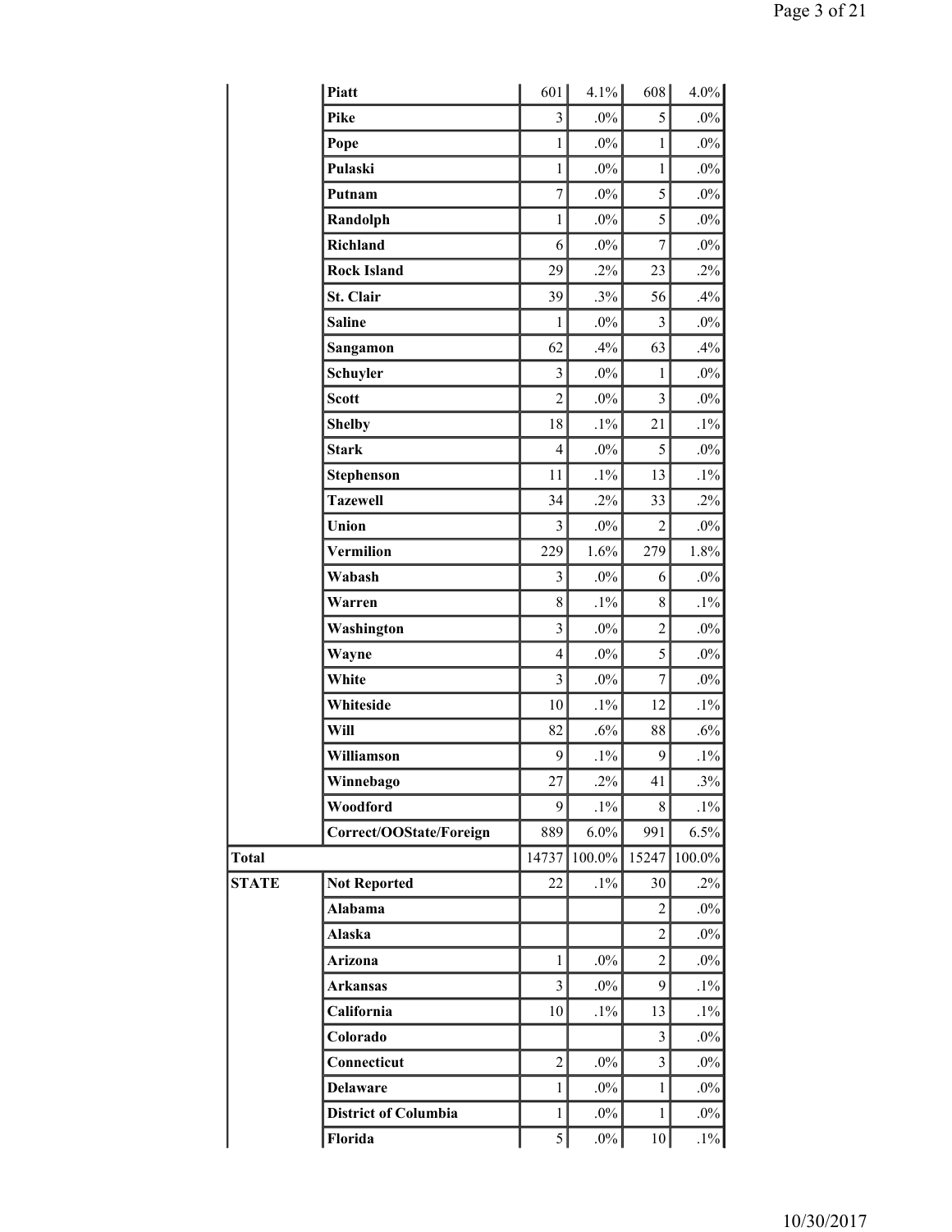| | | | | | |
|---|---|---|---|---|---|
| | Piatt | 601 | 4.1% | 608 | 4.0% |
| | Pike | 3 | .0% | 5 | .0% |
| | Pope | 1 | .0% | 1 | .0% |
| | Pulaski | 1 | .0% | 1 | .0% |
| | Putnam | 7 | .0% | 5 | .0% |
| | Randolph | 1 | .0% | 5 | .0% |
| | Richland | 6 | .0% | 7 | .0% |
| | Rock Island | 29 | .2% | 23 | .2% |
| | St. Clair | 39 | .3% | 56 | .4% |
| | Saline | 1 | .0% | 3 | .0% |
| | Sangamon | 62 | .4% | 63 | .4% |
| | Schuyler | 3 | .0% | 1 | .0% |
| | Scott | 2 | .0% | 3 | .0% |
| | Shelby | 18 | .1% | 21 | .1% |
| | Stark | 4 | .0% | 5 | .0% |
| | Stephenson | 11 | .1% | 13 | .1% |
| | Tazewell | 34 | .2% | 33 | .2% |
| | Union | 3 | .0% | 2 | .0% |
| | Vermilion | 229 | 1.6% | 279 | 1.8% |
| | Wabash | 3 | .0% | 6 | .0% |
| | Warren | 8 | .1% | 8 | .1% |
| | Washington | 3 | .0% | 2 | .0% |
| | Wayne | 4 | .0% | 5 | .0% |
| | White | 3 | .0% | 7 | .0% |
| | Whiteside | 10 | .1% | 12 | .1% |
| | Will | 82 | .6% | 88 | .6% |
| | Williamson | 9 | .1% | 9 | .1% |
| | Winnebago | 27 | .2% | 41 | .3% |
| | Woodford | 9 | .1% | 8 | .1% |
| | Correct/OOState/Foreign | 889 | 6.0% | 991 | 6.5% |
| **Total** | | 14737 | 100.0% | 15247 | 100.0% |
| **STATE** | Not Reported | 22 | .1% | 30 | .2% |
| | Alabama | | | 2 | .0% |
| | Alaska | | | 2 | .0% |
| | Arizona | 1 | .0% | 2 | .0% |
| | Arkansas | 3 | .0% | 9 | .1% |
| | California | 10 | .1% | 13 | .1% |
| | Colorado | | | 3 | .0% |
| | Connecticut | 2 | .0% | 3 | .0% |
| | Delaware | 1 | .0% | 1 | .0% |
| | District of Columbia | 1 | .0% | 1 | .0% |
| | Florida | 5 | .0% | 10 | .1% |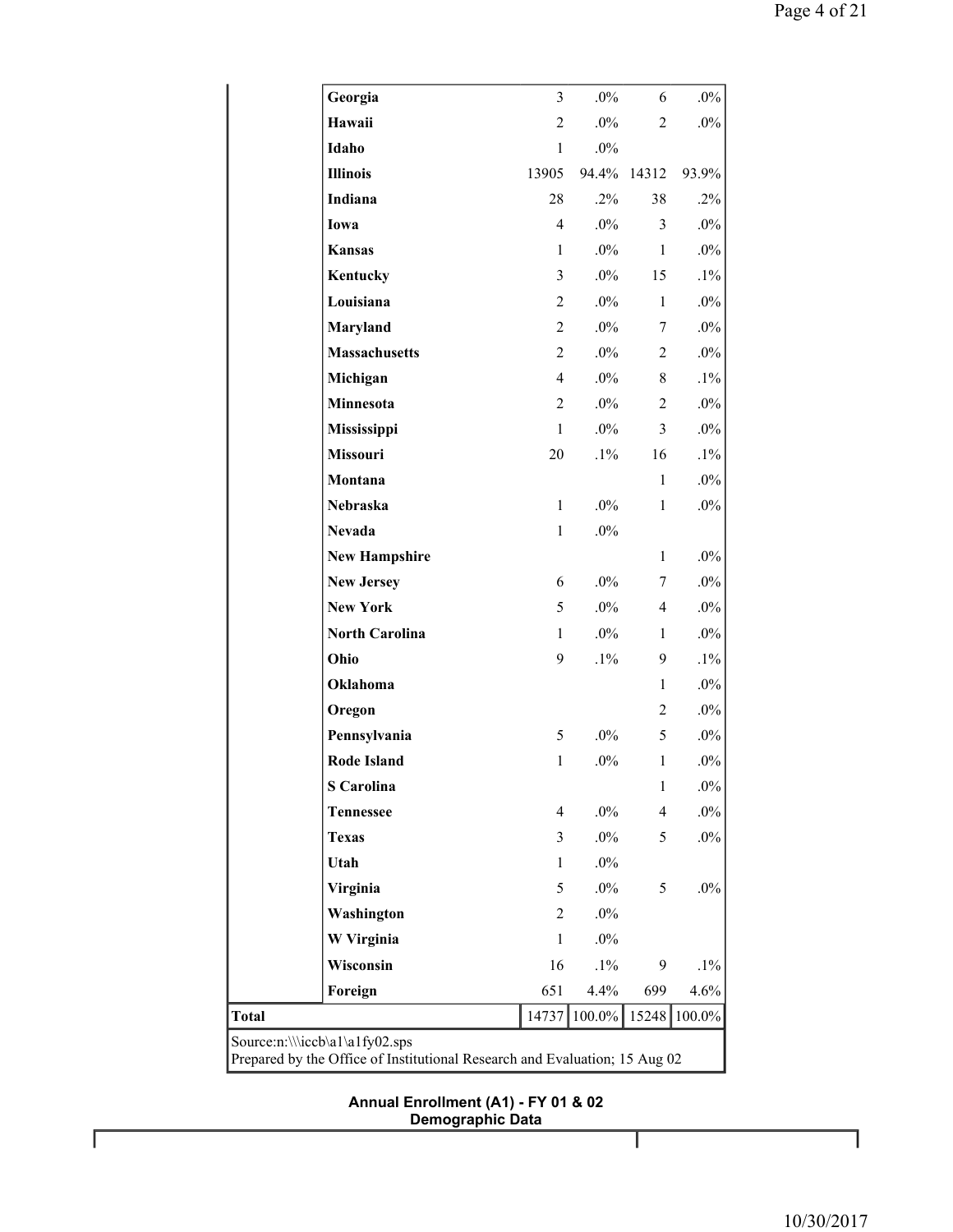| | | | | | |
|---|---|---|---|---|---|
| | Georgia | 3 | .0% | 6 | .0% |
| | Hawaii | 2 | .0% | 2 | .0% |
| | Idaho | 1 | .0% | | |
| | Illinois | 13905 | 94.4% | 14312 | 93.9% |
| | Indiana | 28 | .2% | 38 | .2% |
| | Iowa | 4 | .0% | 3 | .0% |
| | Kansas | 1 | .0% | 1 | .0% |
| | Kentucky | 3 | .0% | 15 | .1% |
| | Louisiana | 2 | .0% | 1 | .0% |
| | Maryland | 2 | .0% | 7 | .0% |
| | Massachusetts | 2 | .0% | 2 | .0% |
| | Michigan | 4 | .0% | 8 | .1% |
| | Minnesota | 2 | .0% | 2 | .0% |
| | Mississippi | 1 | .0% | 3 | .0% |
| | Missouri | 20 | .1% | 16 | .1% |
| | Montana | | | 1 | .0% |
| | Nebraska | 1 | .0% | 1 | .0% |
| | Nevada | 1 | .0% | | |
| | New Hampshire | | | 1 | .0% |
| | New Jersey | 6 | .0% | 7 | .0% |
| | New York | 5 | .0% | 4 | .0% |
| | North Carolina | 1 | .0% | 1 | .0% |
| | Ohio | 9 | .1% | 9 | .1% |
| | Oklahoma | | | 1 | .0% |
| | Oregon | | | 2 | .0% |
| | Pennsylvania | 5 | .0% | 5 | .0% |
| | Rode Island | 1 | .0% | 1 | .0% |
| | S Carolina | | | 1 | .0% |
| | Tennessee | 4 | .0% | 4 | .0% |
| | Texas | 3 | .0% | 5 | .0% |
| | Utah | 1 | .0% | | |
| | Virginia | 5 | .0% | 5 | .0% |
| | Washington | 2 | .0% | | |
| | W Virginia | 1 | .0% | | |
| | Wisconsin | 16 | .1% | 9 | .1% |
| | Foreign | 651 | 4.4% | 699 | 4.6% |
| **Total** | | 14737 | 100.0% | 15248 | 100.0% |

Source:n:\\\iccb\a1\a1fy02.sps
Prepared by the Office of Institutional Research and Evaluation; 15 Aug 02

**Annual Enrollment (A1) - FY 01 & 02**
**Demographic Data**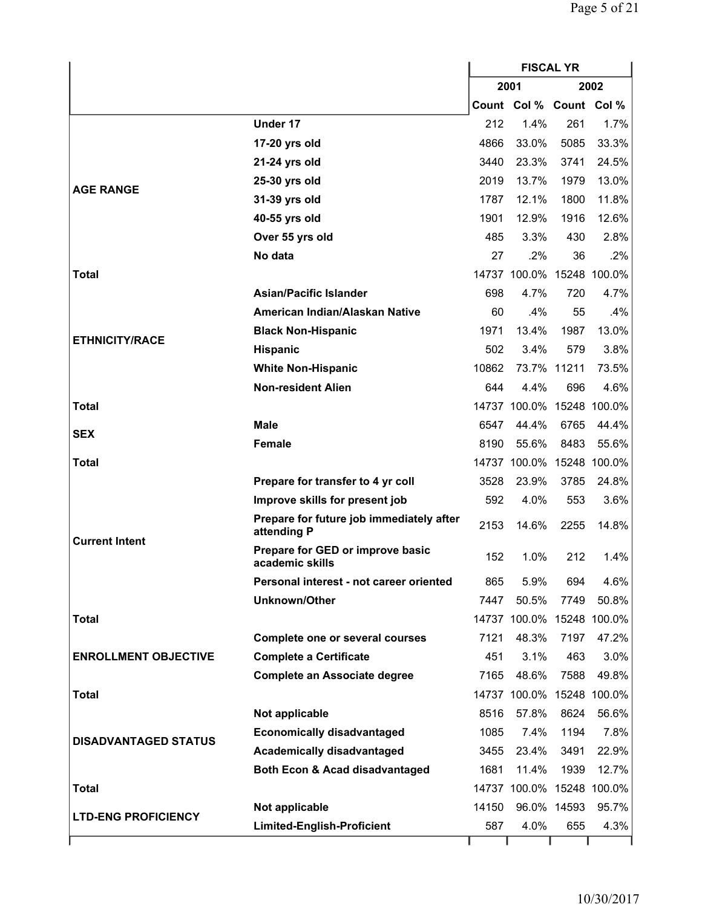| | | FISCAL YR | | | |
|---|---|---|---|---|---|
| | | 2001 | | 2002 | |
| | | Count | Col % | Count | Col % |
| **AGE RANGE** | **Under 17** | 212 | 1.4% | 261 | 1.7% |
| | **17-20 yrs old** | 4866 | 33.0% | 5085 | 33.3% |
| | **21-24 yrs old** | 3440 | 23.3% | 3741 | 24.5% |
| | **25-30 yrs old** | 2019 | 13.7% | 1979 | 13.0% |
| | **31-39 yrs old** | 1787 | 12.1% | 1800 | 11.8% |
| | **40-55 yrs old** | 1901 | 12.9% | 1916 | 12.6% |
| | **Over 55 yrs old** | 485 | 3.3% | 430 | 2.8% |
| | **No data** | 27 | .2% | 36 | .2% |
| **Total** | | 14737 | 100.0% | 15248 | 100.0% |
| **ETHNICITY/RACE** | **Asian/Pacific Islander** | 698 | 4.7% | 720 | 4.7% |
| | **American Indian/Alaskan Native** | 60 | .4% | 55 | .4% |
| | **Black Non-Hispanic** | 1971 | 13.4% | 1987 | 13.0% |
| | **Hispanic** | 502 | 3.4% | 579 | 3.8% |
| | **White Non-Hispanic** | 10862 | 73.7% | 11211 | 73.5% |
| | **Non-resident Alien** | 644 | 4.4% | 696 | 4.6% |
| **Total** | | 14737 | 100.0% | 15248 | 100.0% |
| **SEX** | **Male** | 6547 | 44.4% | 6765 | 44.4% |
| | **Female** | 8190 | 55.6% | 8483 | 55.6% |
| **Total** | | 14737 | 100.0% | 15248 | 100.0% |
| **Current Intent** | **Prepare for transfer to 4 yr coll** | 3528 | 23.9% | 3785 | 24.8% |
| | **Improve skills for present job** | 592 | 4.0% | 553 | 3.6% |
| | **Prepare for future job immediately after attending P** | 2153 | 14.6% | 2255 | 14.8% |
| | **Prepare for GED or improve basic academic skills** | 152 | 1.0% | 212 | 1.4% |
| | **Personal interest - not career oriented** | 865 | 5.9% | 694 | 4.6% |
| | **Unknown/Other** | 7447 | 50.5% | 7749 | 50.8% |
| **Total** | | 14737 | 100.0% | 15248 | 100.0% |
| **ENROLLMENT OBJECTIVE** | **Complete one or several courses** | 7121 | 48.3% | 7197 | 47.2% |
| | **Complete a Certificate** | 451 | 3.1% | 463 | 3.0% |
| | **Complete an Associate degree** | 7165 | 48.6% | 7588 | 49.8% |
| **Total** | | 14737 | 100.0% | 15248 | 100.0% |
| **DISADVANTAGED STATUS** | **Not applicable** | 8516 | 57.8% | 8624 | 56.6% |
| | **Economically disadvantaged** | 1085 | 7.4% | 1194 | 7.8% |
| | **Academically disadvantaged** | 3455 | 23.4% | 3491 | 22.9% |
| | **Both Econ & Acad disadvantaged** | 1681 | 11.4% | 1939 | 12.7% |
| **Total** | | 14737 | 100.0% | 15248 | 100.0% |
| **LTD-ENG PROFICIENCY** | **Not applicable** | 14150 | 96.0% | 14593 | 95.7% |
| | **Limited-English-Proficient** | 587 | 4.0% | 655 | 4.3% |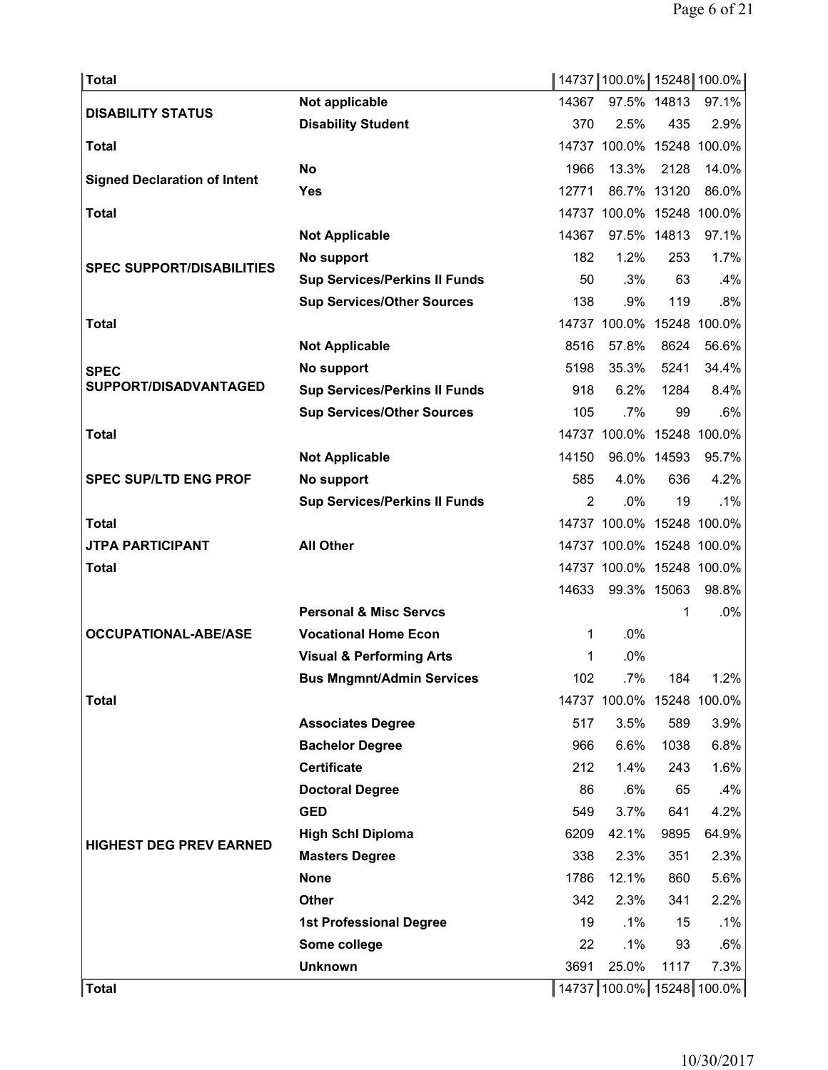| | | | | | |
|---|---|---|---|---|---|
| **Total** | | 14737 | 100.0% | 15248 | 100.0% |
| **DISABILITY STATUS** | **Not applicable** | 14367 | 97.5% | 14813 | 97.1% |
| | **Disability Student** | 370 | 2.5% | 435 | 2.9% |
| **Total** | | 14737 | 100.0% | 15248 | 100.0% |
| **Signed Declaration of Intent** | **No** | 1966 | 13.3% | 2128 | 14.0% |
| | **Yes** | 12771 | 86.7% | 13120 | 86.0% |
| **Total** | | 14737 | 100.0% | 15248 | 100.0% |
| **SPEC SUPPORT/DISABILITIES** | **Not Applicable** | 14367 | 97.5% | 14813 | 97.1% |
| | **No support** | 182 | 1.2% | 253 | 1.7% |
| | **Sup Services/Perkins II Funds** | 50 | .3% | 63 | .4% |
| | **Sup Services/Other Sources** | 138 | .9% | 119 | .8% |
| **Total** | | 14737 | 100.0% | 15248 | 100.0% |
| **SPEC SUPPORT/DISADVANTAGED** | **Not Applicable** | 8516 | 57.8% | 8624 | 56.6% |
| | **No support** | 5198 | 35.3% | 5241 | 34.4% |
| | **Sup Services/Perkins II Funds** | 918 | 6.2% | 1284 | 8.4% |
| | **Sup Services/Other Sources** | 105 | .7% | 99 | .6% |
| **Total** | | 14737 | 100.0% | 15248 | 100.0% |
| **SPEC SUP/LTD ENG PROF** | **Not Applicable** | 14150 | 96.0% | 14593 | 95.7% |
| | **No support** | 585 | 4.0% | 636 | 4.2% |
| | **Sup Services/Perkins II Funds** | 2 | .0% | 19 | .1% |
| **Total** | | 14737 | 100.0% | 15248 | 100.0% |
| **JTPA PARTICIPANT** | **All Other** | 14737 | 100.0% | 15248 | 100.0% |
| **Total** | | 14737 | 100.0% | 15248 | 100.0% |
| **OCCUPATIONAL-ABE/ASE** | | 14633 | 99.3% | 15063 | 98.8% |
| | **Personal & Misc Servcs** | | | 1 | .0% |
| | **Vocational Home Econ** | 1 | .0% | | |
| | **Visual & Performing Arts** | 1 | .0% | | |
| | **Bus Mngmnt/Admin Services** | 102 | .7% | 184 | 1.2% |
| **Total** | | 14737 | 100.0% | 15248 | 100.0% |
| **HIGHEST DEG PREV EARNED** | **Associates Degree** | 517 | 3.5% | 589 | 3.9% |
| | **Bachelor Degree** | 966 | 6.6% | 1038 | 6.8% |
| | **Certificate** | 212 | 1.4% | 243 | 1.6% |
| | **Doctoral Degree** | 86 | .6% | 65 | .4% |
| | **GED** | 549 | 3.7% | 641 | 4.2% |
| | **High Schl Diploma** | 6209 | 42.1% | 9895 | 64.9% |
| | **Masters Degree** | 338 | 2.3% | 351 | 2.3% |
| | **None** | 1786 | 12.1% | 860 | 5.6% |
| | **Other** | 342 | 2.3% | 341 | 2.2% |
| | **1st Professional Degree** | 19 | .1% | 15 | .1% |
| | **Some college** | 22 | .1% | 93 | .6% |
| | **Unknown** | 3691 | 25.0% | 1117 | 7.3% |
| **Total** | | 14737 | 100.0% | 15248 | 100.0% |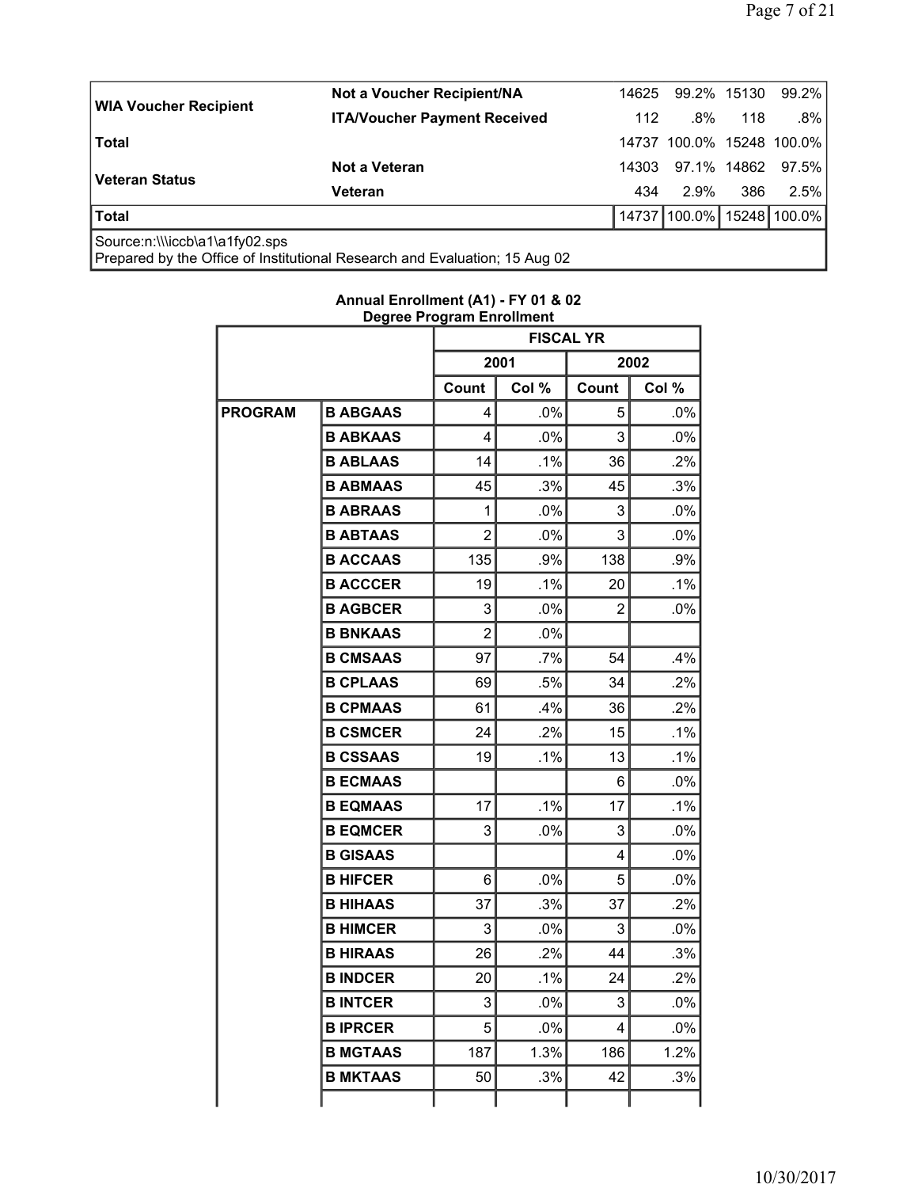| | | 2001 Count | 2001 Col % | 2002 Count | 2002 Col % |
|---|---|---|---|---|---|
| WIA Voucher Recipient | Not a Voucher Recipient/NA | 14625 | 99.2% | 15130 | 99.2% |
| | ITA/Voucher Payment Received | 112 | .8% | 118 | .8% |
| Total | | 14737 | 100.0% | 15248 | 100.0% |
| Veteran Status | Not a Veteran | 14303 | 97.1% | 14862 | 97.5% |
| | Veteran | 434 | 2.9% | 386 | 2.5% |
| Total | | 14737 | 100.0% | 15248 | 100.0% |

Source:n:\\\iccb\a1\a1fy02.sps
Prepared by the Office of Institutional Research and Evaluation; 15 Aug 02

**Annual Enrollment (A1) - FY 01 & 02**
**Degree Program Enrollment**

| | | FISCAL YR | | | |
|---|---|---|---|---|---|
| | | 2001 | | 2002 | |
| | | Count | Col % | Count | Col % |
| PROGRAM | B ABGAAS | 4 | .0% | 5 | .0% |
| | B ABKAAS | 4 | .0% | 3 | .0% |
| | B ABLAAS | 14 | .1% | 36 | .2% |
| | B ABMAAS | 45 | .3% | 45 | .3% |
| | B ABRAAS | 1 | .0% | 3 | .0% |
| | B ABTAAS | 2 | .0% | 3 | .0% |
| | B ACCAAS | 135 | .9% | 138 | .9% |
| | B ACCCER | 19 | .1% | 20 | .1% |
| | B AGBCER | 3 | .0% | 2 | .0% |
| | B BNKAAS | 2 | .0% | | |
| | B CMSAAS | 97 | .7% | 54 | .4% |
| | B CPLAAS | 69 | .5% | 34 | .2% |
| | B CPMAAS | 61 | .4% | 36 | .2% |
| | B CSMCER | 24 | .2% | 15 | .1% |
| | B CSSAAS | 19 | .1% | 13 | .1% |
| | B ECMAAS | | | 6 | .0% |
| | B EQMAAS | 17 | .1% | 17 | .1% |
| | B EQMCER | 3 | .0% | 3 | .0% |
| | B GISAAS | | | 4 | .0% |
| | B HIFCER | 6 | .0% | 5 | .0% |
| | B HIHAAS | 37 | .3% | 37 | .2% |
| | B HIMCER | 3 | .0% | 3 | .0% |
| | B HIRAAS | 26 | .2% | 44 | .3% |
| | B INDCER | 20 | .1% | 24 | .2% |
| | B INTCER | 3 | .0% | 3 | .0% |
| | B IPRCER | 5 | .0% | 4 | .0% |
| | B MGTAAS | 187 | 1.3% | 186 | 1.2% |
| | B MKTAAS | 50 | .3% | 42 | .3% |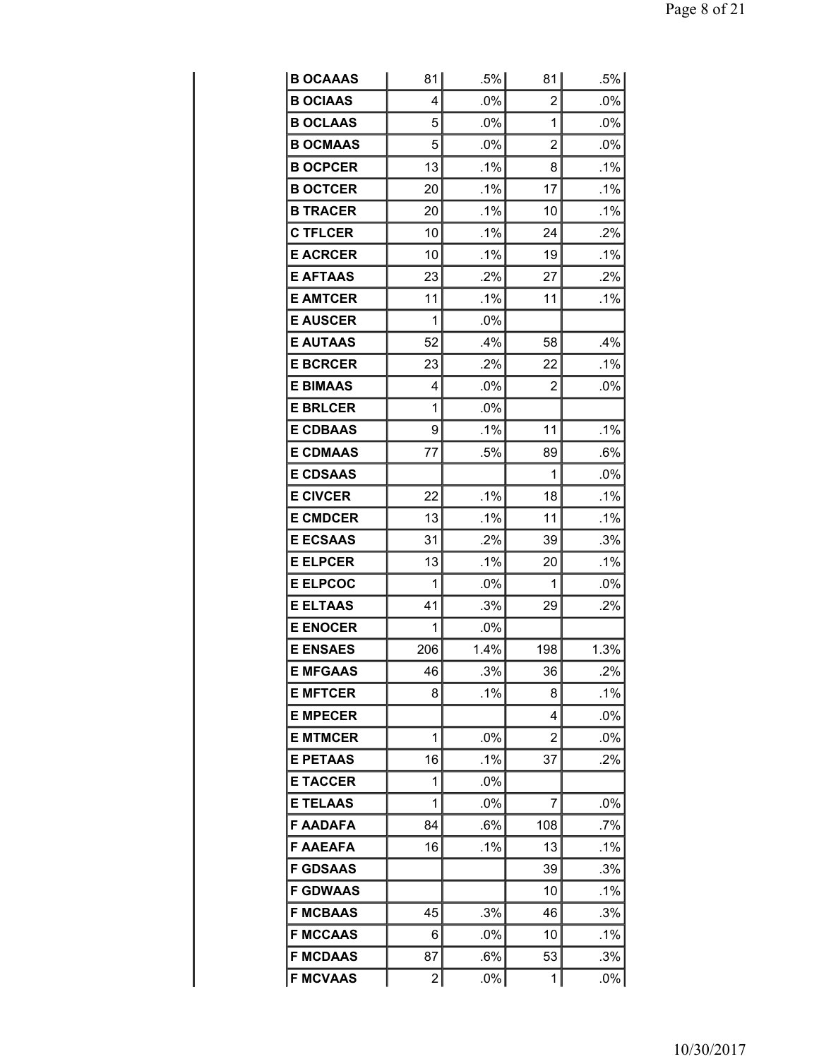| | | | | |
|---|---|---|---|---|
| **B OCAAAS** | 81 | .5% | 81 | .5% |
| **B OCIAAS** | 4 | .0% | 2 | .0% |
| **B OCLAAS** | 5 | .0% | 1 | .0% |
| **B OCMAAS** | 5 | .0% | 2 | .0% |
| **B OCPCER** | 13 | .1% | 8 | .1% |
| **B OCTCER** | 20 | .1% | 17 | .1% |
| **B TRACER** | 20 | .1% | 10 | .1% |
| **C TFLCER** | 10 | .1% | 24 | .2% |
| **E ACRCER** | 10 | .1% | 19 | .1% |
| **E AFTAAS** | 23 | .2% | 27 | .2% |
| **E AMTCER** | 11 | .1% | 11 | .1% |
| **E AUSCER** | 1 | .0% | | |
| **E AUTAAS** | 52 | .4% | 58 | .4% |
| **E BCRCER** | 23 | .2% | 22 | .1% |
| **E BIMAAS** | 4 | .0% | 2 | .0% |
| **E BRLCER** | 1 | .0% | | |
| **E CDBAAS** | 9 | .1% | 11 | .1% |
| **E CDMAAS** | 77 | .5% | 89 | .6% |
| **E CDSAAS** | | | 1 | .0% |
| **E CIVCER** | 22 | .1% | 18 | .1% |
| **E CMDCER** | 13 | .1% | 11 | .1% |
| **E ECSAAS** | 31 | .2% | 39 | .3% |
| **E ELPCER** | 13 | .1% | 20 | .1% |
| **E ELPCOC** | 1 | .0% | 1 | .0% |
| **E ELTAAS** | 41 | .3% | 29 | .2% |
| **E ENOCER** | 1 | .0% | | |
| **E ENSAES** | 206 | 1.4% | 198 | 1.3% |
| **E MFGAAS** | 46 | .3% | 36 | .2% |
| **E MFTCER** | 8 | .1% | 8 | .1% |
| **E MPECER** | | | 4 | .0% |
| **E MTMCER** | 1 | .0% | 2 | .0% |
| **E PETAAS** | 16 | .1% | 37 | .2% |
| **E TACCER** | 1 | .0% | | |
| **E TELAAS** | 1 | .0% | 7 | .0% |
| **F AADAFA** | 84 | .6% | 108 | .7% |
| **F AAEAFA** | 16 | .1% | 13 | .1% |
| **F GDSAAS** | | | 39 | .3% |
| **F GDWAAS** | | | 10 | .1% |
| **F MCBAAS** | 45 | .3% | 46 | .3% |
| **F MCCAAS** | 6 | .0% | 10 | .1% |
| **F MCDAAS** | 87 | .6% | 53 | .3% |
| **F MCVAAS** | 2 | .0% | 1 | .0% |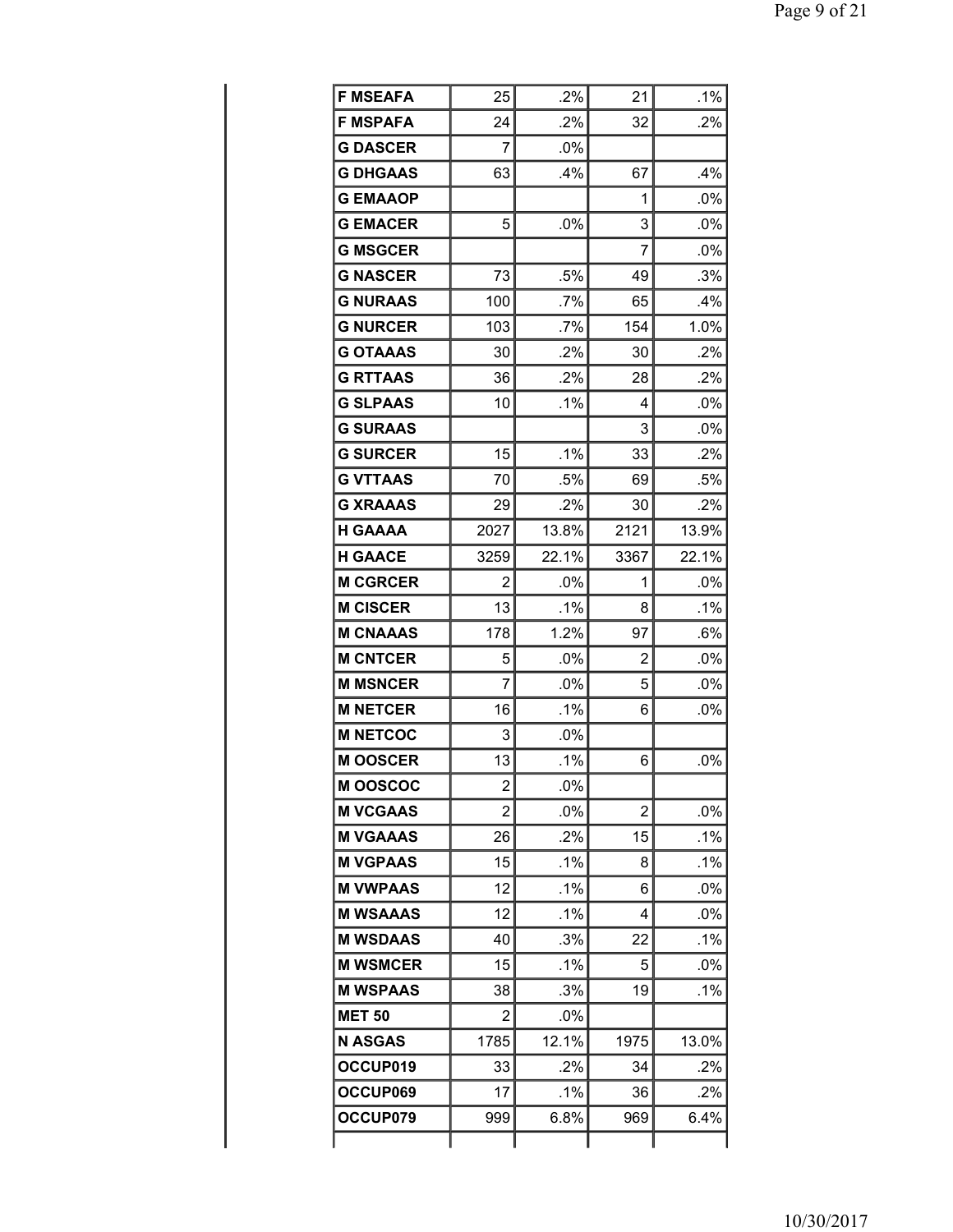| | | | | |
|---|---|---|---|---|
| **F MSEAFA** | 25 | .2% | 21 | .1% |
| **F MSPAFA** | 24 | .2% | 32 | .2% |
| **G DASCER** | 7 | .0% | | |
| **G DHGAAS** | 63 | .4% | 67 | .4% |
| **G EMAAOP** | | | 1 | .0% |
| **G EMACER** | 5 | .0% | 3 | .0% |
| **G MSGCER** | | | 7 | .0% |
| **G NASCER** | 73 | .5% | 49 | .3% |
| **G NURAAS** | 100 | .7% | 65 | .4% |
| **G NURCER** | 103 | .7% | 154 | 1.0% |
| **G OTAAAS** | 30 | .2% | 30 | .2% |
| **G RTTAAS** | 36 | .2% | 28 | .2% |
| **G SLPAAS** | 10 | .1% | 4 | .0% |
| **G SURAAS** | | | 3 | .0% |
| **G SURCER** | 15 | .1% | 33 | .2% |
| **G VTTAAS** | 70 | .5% | 69 | .5% |
| **G XRAAAS** | 29 | .2% | 30 | .2% |
| **H GAAAA** | 2027 | 13.8% | 2121 | 13.9% |
| **H GAACE** | 3259 | 22.1% | 3367 | 22.1% |
| **M CGRCER** | 2 | .0% | 1 | .0% |
| **M CISCER** | 13 | .1% | 8 | .1% |
| **M CNAAAS** | 178 | 1.2% | 97 | .6% |
| **M CNTCER** | 5 | .0% | 2 | .0% |
| **M MSNCER** | 7 | .0% | 5 | .0% |
| **M NETCER** | 16 | .1% | 6 | .0% |
| **M NETCOC** | 3 | .0% | | |
| **M OOSCER** | 13 | .1% | 6 | .0% |
| **M OOSCOC** | 2 | .0% | | |
| **M VCGAAS** | 2 | .0% | 2 | .0% |
| **M VGAAAS** | 26 | .2% | 15 | .1% |
| **M VGPAAS** | 15 | .1% | 8 | .1% |
| **M VWPAAS** | 12 | .1% | 6 | .0% |
| **M WSAAAS** | 12 | .1% | 4 | .0% |
| **M WSDAAS** | 40 | .3% | 22 | .1% |
| **M WSMCER** | 15 | .1% | 5 | .0% |
| **M WSPAAS** | 38 | .3% | 19 | .1% |
| **MET 50** | 2 | .0% | | |
| **N ASGAS** | 1785 | 12.1% | 1975 | 13.0% |
| **OCCUP019** | 33 | .2% | 34 | .2% |
| **OCCUP069** | 17 | .1% | 36 | .2% |
| **OCCUP079** | 999 | 6.8% | 969 | 6.4% |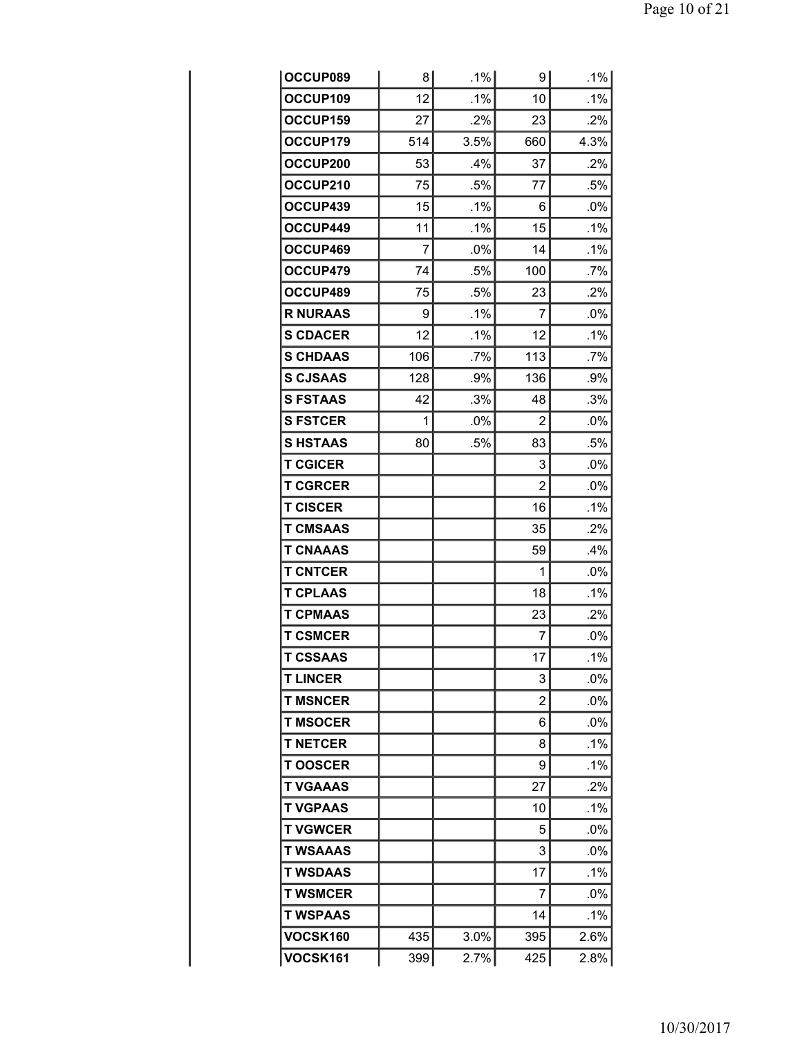| | | | | |
|---|---|---|---|---|
| OCCUP089 | 8 | .1% | 9 | .1% |
| OCCUP109 | 12 | .1% | 10 | .1% |
| OCCUP159 | 27 | .2% | 23 | .2% |
| OCCUP179 | 514 | 3.5% | 660 | 4.3% |
| OCCUP200 | 53 | .4% | 37 | .2% |
| OCCUP210 | 75 | .5% | 77 | .5% |
| OCCUP439 | 15 | .1% | 6 | .0% |
| OCCUP449 | 11 | .1% | 15 | .1% |
| OCCUP469 | 7 | .0% | 14 | .1% |
| OCCUP479 | 74 | .5% | 100 | .7% |
| OCCUP489 | 75 | .5% | 23 | .2% |
| R NURAAS | 9 | .1% | 7 | .0% |
| S CDACER | 12 | .1% | 12 | .1% |
| S CHDAAS | 106 | .7% | 113 | .7% |
| S CJSAAS | 128 | .9% | 136 | .9% |
| S FSTAAS | 42 | .3% | 48 | .3% |
| S FSTCER | 1 | .0% | 2 | .0% |
| S HSTAAS | 80 | .5% | 83 | .5% |
| T CGICER | | | 3 | .0% |
| T CGRCER | | | 2 | .0% |
| T CISCER | | | 16 | .1% |
| T CMSAAS | | | 35 | .2% |
| T CNAAAS | | | 59 | .4% |
| T CNTCER | | | 1 | .0% |
| T CPLAAS | | | 18 | .1% |
| T CPMAAS | | | 23 | .2% |
| T CSMCER | | | 7 | .0% |
| T CSSAAS | | | 17 | .1% |
| T LINCER | | | 3 | .0% |
| T MSNCER | | | 2 | .0% |
| T MSOCER | | | 6 | .0% |
| T NETCER | | | 8 | .1% |
| T OOSCER | | | 9 | .1% |
| T VGAAAS | | | 27 | .2% |
| T VGPAAS | | | 10 | .1% |
| T VGWCER | | | 5 | .0% |
| T WSAAAS | | | 3 | .0% |
| T WSDAAS | | | 17 | .1% |
| T WSMCER | | | 7 | .0% |
| T WSPAAS | | | 14 | .1% |
| VOCSK160 | 435 | 3.0% | 395 | 2.6% |
| VOCSK161 | 399 | 2.7% | 425 | 2.8% |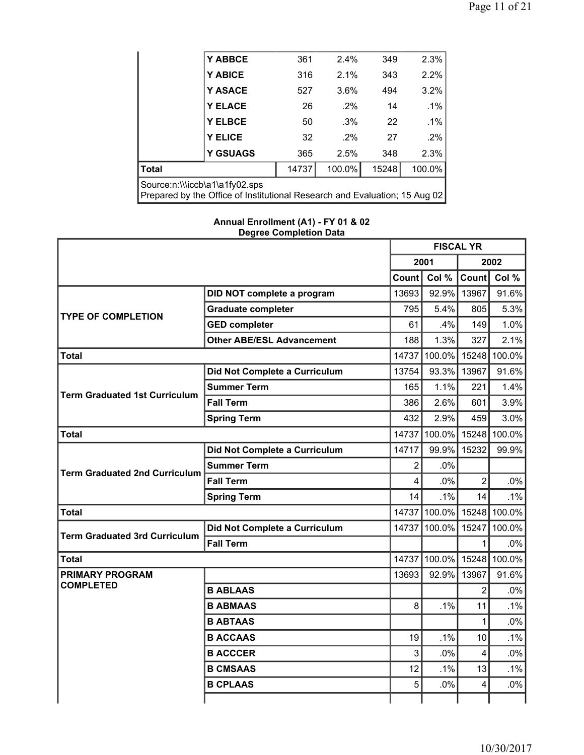| | | | | | |
|---|---|---|---|---|---|
| | Y ABBCE | 361 | 2.4% | 349 | 2.3% |
| | Y ABICE | 316 | 2.1% | 343 | 2.2% |
| | Y ASACE | 527 | 3.6% | 494 | 3.2% |
| | Y ELACE | 26 | .2% | 14 | .1% |
| | Y ELBCE | 50 | .3% | 22 | .1% |
| | Y ELICE | 32 | .2% | 27 | .2% |
| | Y GSUAGS | 365 | 2.5% | 348 | 2.3% |
| **Total** | | 14737 | 100.0% | 15248 | 100.0% |

Source:n:\\\iccb\a1\a1fy02.sps
Prepared by the Office of Institutional Research and Evaluation; 15 Aug 02

## Annual Enrollment (A1) - FY 01 & 02
### Degree Completion Data

| | | FISCAL YR | | | |
|---|---|---|---|---|---|
| | | 2001 | | 2002 | |
| | | Count | Col % | Count | Col % |
| **TYPE OF COMPLETION** | **DID NOT complete a program** | 13693 | 92.9% | 13967 | 91.6% |
| | **Graduate completer** | 795 | 5.4% | 805 | 5.3% |
| | **GED completer** | 61 | .4% | 149 | 1.0% |
| | **Other ABE/ESL Advancement** | 188 | 1.3% | 327 | 2.1% |
| **Total** | | 14737 | 100.0% | 15248 | 100.0% |
| **Term Graduated 1st Curriculum** | **Did Not Complete a Curriculum** | 13754 | 93.3% | 13967 | 91.6% |
| | **Summer Term** | 165 | 1.1% | 221 | 1.4% |
| | **Fall Term** | 386 | 2.6% | 601 | 3.9% |
| | **Spring Term** | 432 | 2.9% | 459 | 3.0% |
| **Total** | | 14737 | 100.0% | 15248 | 100.0% |
| **Term Graduated 2nd Curriculum** | **Did Not Complete a Curriculum** | 14717 | 99.9% | 15232 | 99.9% |
| | **Summer Term** | 2 | .0% | | |
| | **Fall Term** | 4 | .0% | 2 | .0% |
| | **Spring Term** | 14 | .1% | 14 | .1% |
| **Total** | | 14737 | 100.0% | 15248 | 100.0% |
| **Term Graduated 3rd Curriculum** | **Did Not Complete a Curriculum** | 14737 | 100.0% | 15247 | 100.0% |
| | **Fall Term** | | | 1 | .0% |
| **Total** | | 14737 | 100.0% | 15248 | 100.0% |
| **PRIMARY PROGRAM COMPLETED** | | 13693 | 92.9% | 13967 | 91.6% |
| | **B ABLAAS** | | | 2 | .0% |
| | **B ABMAAS** | 8 | .1% | 11 | .1% |
| | **B ABTAAS** | | | 1 | .0% |
| | **B ACCAAS** | 19 | .1% | 10 | .1% |
| | **B ACCCER** | 3 | .0% | 4 | .0% |
| | **B CMSAAS** | 12 | .1% | 13 | .1% |
| | **B CPLAAS** | 5 | .0% | 4 | .0% |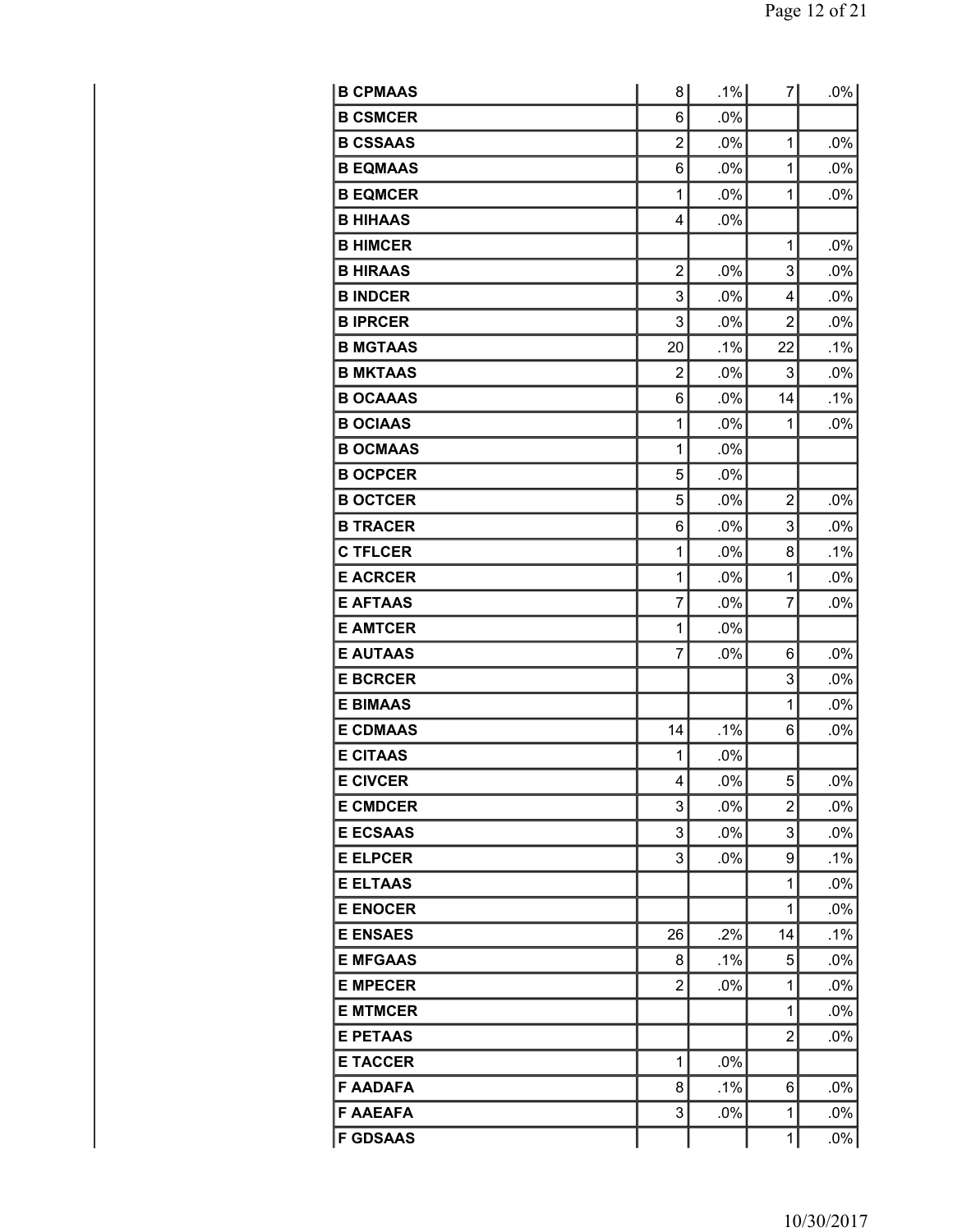| | | | | |
|---|---|---|---|---|
| B CPMAAS | 8 | .1% | 7 | .0% |
| B CSMCER | 6 | .0% | | |
| B CSSAAS | 2 | .0% | 1 | .0% |
| B EQMAAS | 6 | .0% | 1 | .0% |
| B EQMCER | 1 | .0% | 1 | .0% |
| B HIHAAS | 4 | .0% | | |
| B HIMCER | | | 1 | .0% |
| B HIRAAS | 2 | .0% | 3 | .0% |
| B INDCER | 3 | .0% | 4 | .0% |
| B IPRCER | 3 | .0% | 2 | .0% |
| B MGTAAS | 20 | .1% | 22 | .1% |
| B MKTAAS | 2 | .0% | 3 | .0% |
| B OCAAAS | 6 | .0% | 14 | .1% |
| B OCIAAS | 1 | .0% | 1 | .0% |
| B OCMAAS | 1 | .0% | | |
| B OCPCER | 5 | .0% | | |
| B OCTCER | 5 | .0% | 2 | .0% |
| B TRACER | 6 | .0% | 3 | .0% |
| C TFLCER | 1 | .0% | 8 | .1% |
| E ACRCER | 1 | .0% | 1 | .0% |
| E AFTAAS | 7 | .0% | 7 | .0% |
| E AMTCER | 1 | .0% | | |
| E AUTAAS | 7 | .0% | 6 | .0% |
| E BCRCER | | | 3 | .0% |
| E BIMAAS | | | 1 | .0% |
| E CDMAAS | 14 | .1% | 6 | .0% |
| E CITAAS | 1 | .0% | | |
| E CIVCER | 4 | .0% | 5 | .0% |
| E CMDCER | 3 | .0% | 2 | .0% |
| E ECSAAS | 3 | .0% | 3 | .0% |
| E ELPCER | 3 | .0% | 9 | .1% |
| E ELTAAS | | | 1 | .0% |
| E ENOCER | | | 1 | .0% |
| E ENSAES | 26 | .2% | 14 | .1% |
| E MFGAAS | 8 | .1% | 5 | .0% |
| E MPECER | 2 | .0% | 1 | .0% |
| E MTMCER | | | 1 | .0% |
| E PETAAS | | | 2 | .0% |
| E TACCER | 1 | .0% | | |
| F AADAFA | 8 | .1% | 6 | .0% |
| F AAEAFA | 3 | .0% | 1 | .0% |
| F GDSAAS | | | 1 | .0% |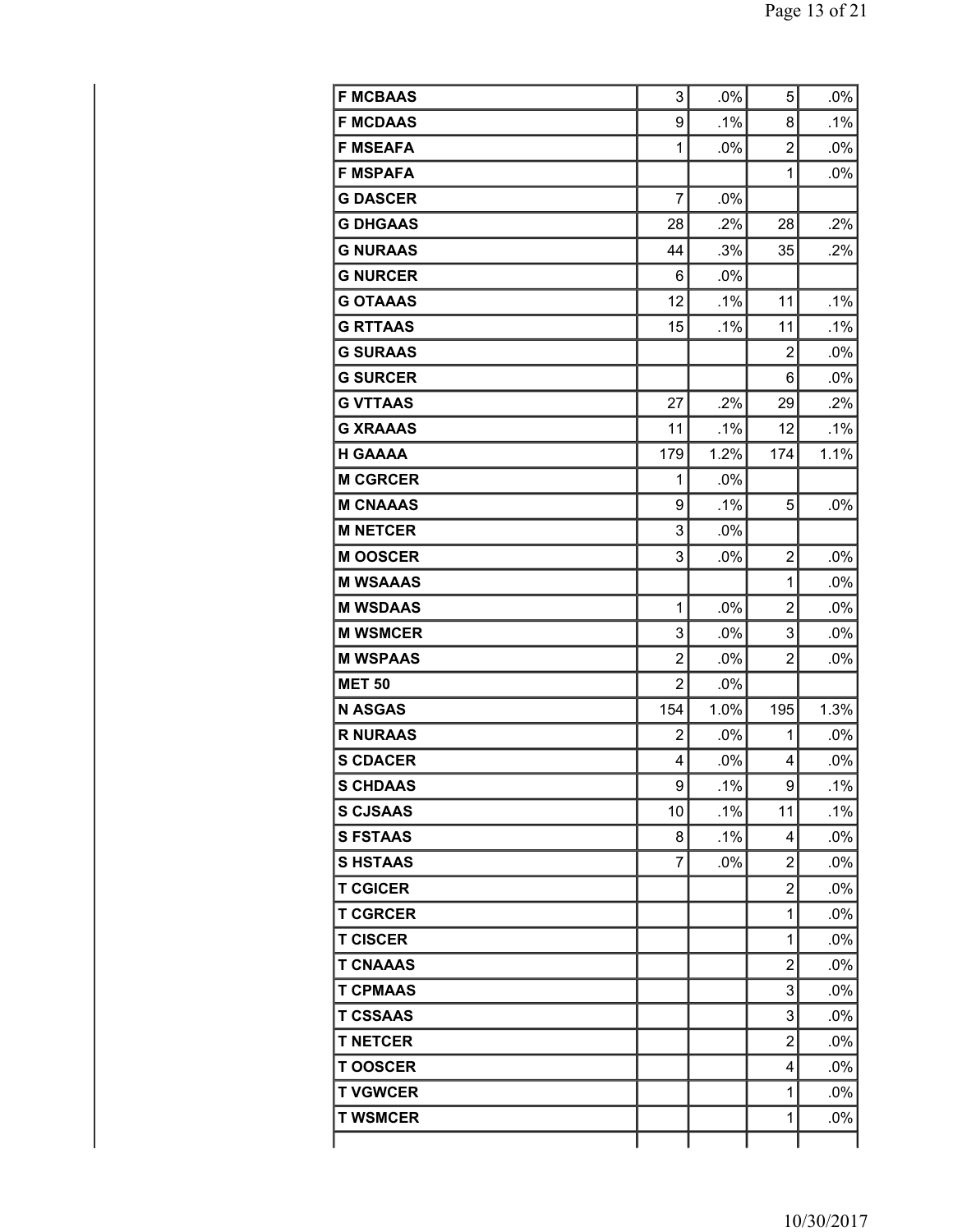| | | | | |
|---|---|---|---|---|
| **F MCBAAS** | 3 | .0% | 5 | .0% |
| **F MCDAAS** | 9 | .1% | 8 | .1% |
| **F MSEAFA** | 1 | .0% | 2 | .0% |
| **F MSPAFA** | | | 1 | .0% |
| **G DASCER** | 7 | .0% | | |
| **G DHGAAS** | 28 | .2% | 28 | .2% |
| **G NURAAS** | 44 | .3% | 35 | .2% |
| **G NURCER** | 6 | .0% | | |
| **G OTAAAS** | 12 | .1% | 11 | .1% |
| **G RTTAAS** | 15 | .1% | 11 | .1% |
| **G SURAAS** | | | 2 | .0% |
| **G SURCER** | | | 6 | .0% |
| **G VTTAAS** | 27 | .2% | 29 | .2% |
| **G XRAAAS** | 11 | .1% | 12 | .1% |
| **H GAAAA** | 179 | 1.2% | 174 | 1.1% |
| **M CGRCER** | 1 | .0% | | |
| **M CNAAAS** | 9 | .1% | 5 | .0% |
| **M NETCER** | 3 | .0% | | |
| **M OOSCER** | 3 | .0% | 2 | .0% |
| **M WSAAAS** | | | 1 | .0% |
| **M WSDAAS** | 1 | .0% | 2 | .0% |
| **M WSMCER** | 3 | .0% | 3 | .0% |
| **M WSPAAS** | 2 | .0% | 2 | .0% |
| **MET 50** | 2 | .0% | | |
| **N ASGAS** | 154 | 1.0% | 195 | 1.3% |
| **R NURAAS** | 2 | .0% | 1 | .0% |
| **S CDACER** | 4 | .0% | 4 | .0% |
| **S CHDAAS** | 9 | .1% | 9 | .1% |
| **S CJSAAS** | 10 | .1% | 11 | .1% |
| **S FSTAAS** | 8 | .1% | 4 | .0% |
| **S HSTAAS** | 7 | .0% | 2 | .0% |
| **T CGICER** | | | 2 | .0% |
| **T CGRCER** | | | 1 | .0% |
| **T CISCER** | | | 1 | .0% |
| **T CNAAAS** | | | 2 | .0% |
| **T CPMAAS** | | | 3 | .0% |
| **T CSSAAS** | | | 3 | .0% |
| **T NETCER** | | | 2 | .0% |
| **T OOSCER** | | | 4 | .0% |
| **T VGWCER** | | | 1 | .0% |
| **T WSMCER** | | | 1 | .0% |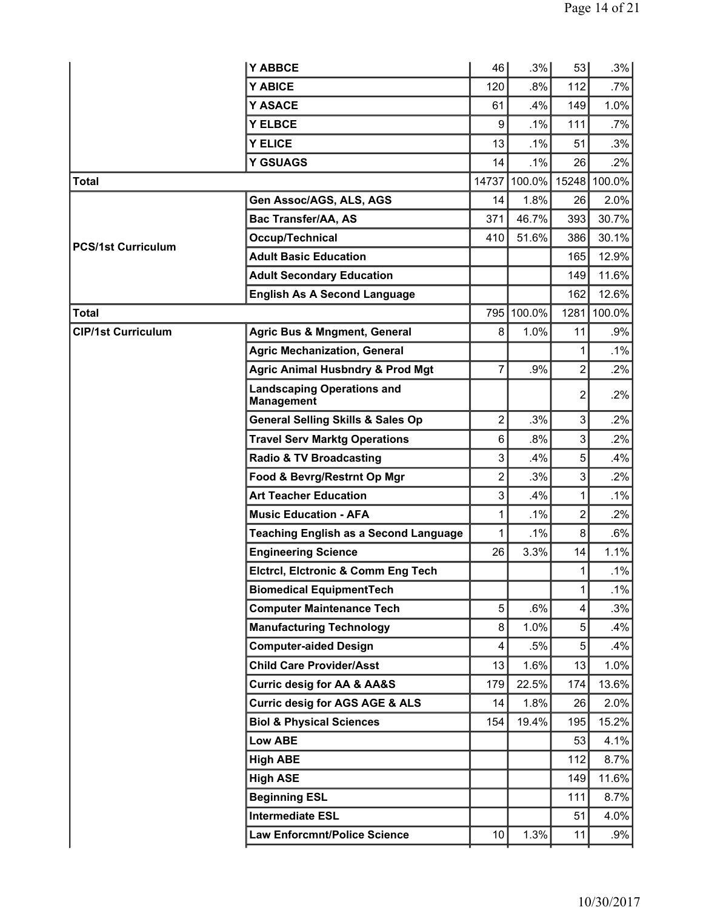| | | | | | |
|---|---|---|---|---|---|
| | Y ABBCE | 46 | .3% | 53 | .3% |
| | Y ABICE | 120 | .8% | 112 | .7% |
| | Y ASACE | 61 | .4% | 149 | 1.0% |
| | Y ELBCE | 9 | .1% | 111 | .7% |
| | Y ELICE | 13 | .1% | 51 | .3% |
| | Y GSUAGS | 14 | .1% | 26 | .2% |
| **Total** | | 14737 | 100.0% | 15248 | 100.0% |
| **PCS/1st Curriculum** | Gen Assoc/AGS, ALS, AGS | 14 | 1.8% | 26 | 2.0% |
| | Bac Transfer/AA, AS | 371 | 46.7% | 393 | 30.7% |
| | Occup/Technical | 410 | 51.6% | 386 | 30.1% |
| | Adult Basic Education | | | 165 | 12.9% |
| | Adult Secondary Education | | | 149 | 11.6% |
| | English As A Second Language | | | 162 | 12.6% |
| **Total** | | 795 | 100.0% | 1281 | 100.0% |
| **CIP/1st Curriculum** | Agric Bus & Mngment, General | 8 | 1.0% | 11 | .9% |
| | Agric Mechanization, General | | | 1 | .1% |
| | Agric Animal Husbndry & Prod Mgt | 7 | .9% | 2 | .2% |
| | Landscaping Operations and Management | | | 2 | .2% |
| | General Selling Skills & Sales Op | 2 | .3% | 3 | .2% |
| | Travel Serv Marktg Operations | 6 | .8% | 3 | .2% |
| | Radio & TV Broadcasting | 3 | .4% | 5 | .4% |
| | Food & Bevrg/Restrnt Op Mgr | 2 | .3% | 3 | .2% |
| | Art Teacher Education | 3 | .4% | 1 | .1% |
| | Music Education - AFA | 1 | .1% | 2 | .2% |
| | Teaching English as a Second Language | 1 | .1% | 8 | .6% |
| | Engineering Science | 26 | 3.3% | 14 | 1.1% |
| | Elctrcl, Elctronic & Comm Eng Tech | | | 1 | .1% |
| | Biomedical EquipmentTech | | | 1 | .1% |
| | Computer Maintenance Tech | 5 | .6% | 4 | .3% |
| | Manufacturing Technology | 8 | 1.0% | 5 | .4% |
| | Computer-aided Design | 4 | .5% | 5 | .4% |
| | Child Care Provider/Asst | 13 | 1.6% | 13 | 1.0% |
| | Curric desig for AA & AA&S | 179 | 22.5% | 174 | 13.6% |
| | Curric desig for AGS AGE & ALS | 14 | 1.8% | 26 | 2.0% |
| | Biol & Physical Sciences | 154 | 19.4% | 195 | 15.2% |
| | Low ABE | | | 53 | 4.1% |
| | High ABE | | | 112 | 8.7% |
| | High ASE | | | 149 | 11.6% |
| | Beginning ESL | | | 111 | 8.7% |
| | Intermediate ESL | | | 51 | 4.0% |
| | Law Enforcmnt/Police Science | 10 | 1.3% | 11 | .9% |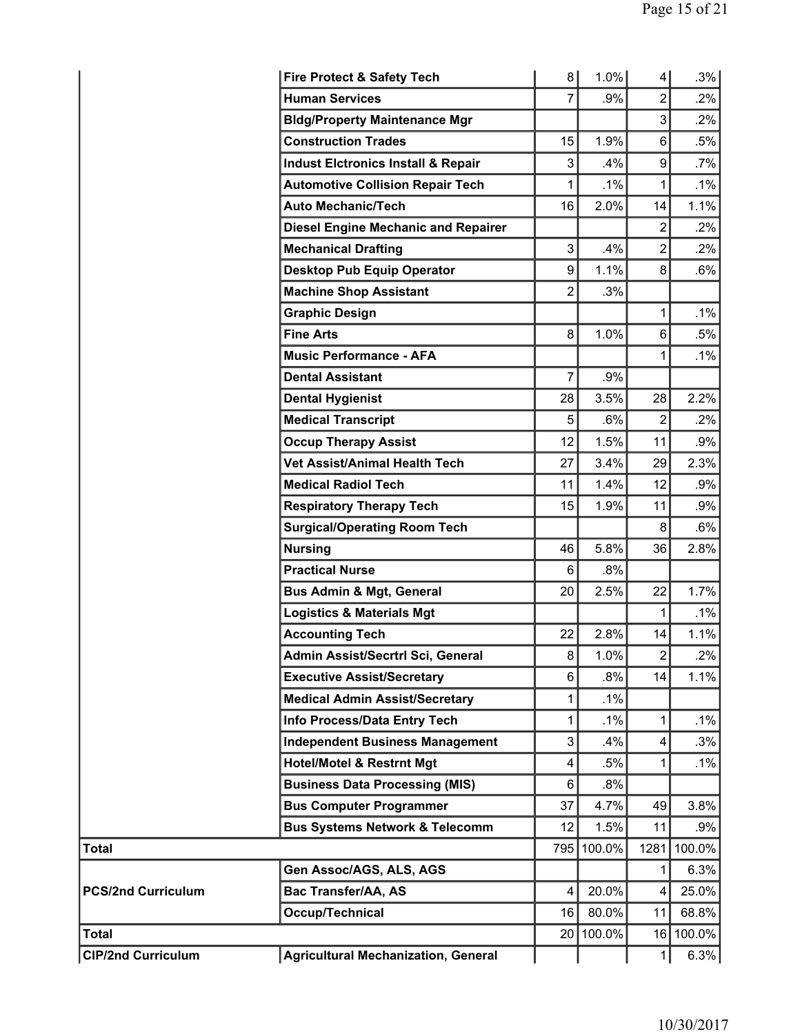| | | | | | |
|---|---|---|---|---|---|
| | Fire Protect & Safety Tech | 8 | 1.0% | 4 | .3% |
| | Human Services | 7 | .9% | 2 | .2% |
| | Bldg/Property Maintenance Mgr | | | 3 | .2% |
| | Construction Trades | 15 | 1.9% | 6 | .5% |
| | Indust Elctronics Install & Repair | 3 | .4% | 9 | .7% |
| | Automotive Collision Repair Tech | 1 | .1% | 1 | .1% |
| | Auto Mechanic/Tech | 16 | 2.0% | 14 | 1.1% |
| | Diesel Engine Mechanic and Repairer | | | 2 | .2% |
| | Mechanical Drafting | 3 | .4% | 2 | .2% |
| | Desktop Pub Equip Operator | 9 | 1.1% | 8 | .6% |
| | Machine Shop Assistant | 2 | .3% | | |
| | Graphic Design | | | 1 | .1% |
| | Fine Arts | 8 | 1.0% | 6 | .5% |
| | Music Performance - AFA | | | 1 | .1% |
| | Dental Assistant | 7 | .9% | | |
| | Dental Hygienist | 28 | 3.5% | 28 | 2.2% |
| | Medical Transcript | 5 | .6% | 2 | .2% |
| | Occup Therapy Assist | 12 | 1.5% | 11 | .9% |
| | Vet Assist/Animal Health Tech | 27 | 3.4% | 29 | 2.3% |
| | Medical Radiol Tech | 11 | 1.4% | 12 | .9% |
| | Respiratory Therapy Tech | 15 | 1.9% | 11 | .9% |
| | Surgical/Operating Room Tech | | | 8 | .6% |
| | Nursing | 46 | 5.8% | 36 | 2.8% |
| | Practical Nurse | 6 | .8% | | |
| | Bus Admin & Mgt, General | 20 | 2.5% | 22 | 1.7% |
| | Logistics & Materials Mgt | | | 1 | .1% |
| | Accounting Tech | 22 | 2.8% | 14 | 1.1% |
| | Admin Assist/Secrtrl Sci, General | 8 | 1.0% | 2 | .2% |
| | Executive Assist/Secretary | 6 | .8% | 14 | 1.1% |
| | Medical Admin Assist/Secretary | 1 | .1% | | |
| | Info Process/Data Entry Tech | 1 | .1% | 1 | .1% |
| | Independent Business Management | 3 | .4% | 4 | .3% |
| | Hotel/Motel & Restrnt Mgt | 4 | .5% | 1 | .1% |
| | Business Data Processing (MIS) | 6 | .8% | | |
| | Bus Computer Programmer | 37 | 4.7% | 49 | 3.8% |
| | Bus Systems Network & Telecomm | 12 | 1.5% | 11 | .9% |
| **Total** | | 795 | 100.0% | 1281 | 100.0% |
| **PCS/2nd Curriculum** | Gen Assoc/AGS, ALS, AGS | | | 1 | 6.3% |
| | Bac Transfer/AA, AS | 4 | 20.0% | 4 | 25.0% |
| | Occup/Technical | 16 | 80.0% | 11 | 68.8% |
| **Total** | | 20 | 100.0% | 16 | 100.0% |
| **CIP/2nd Curriculum** | Agricultural Mechanization, General | | | 1 | 6.3% |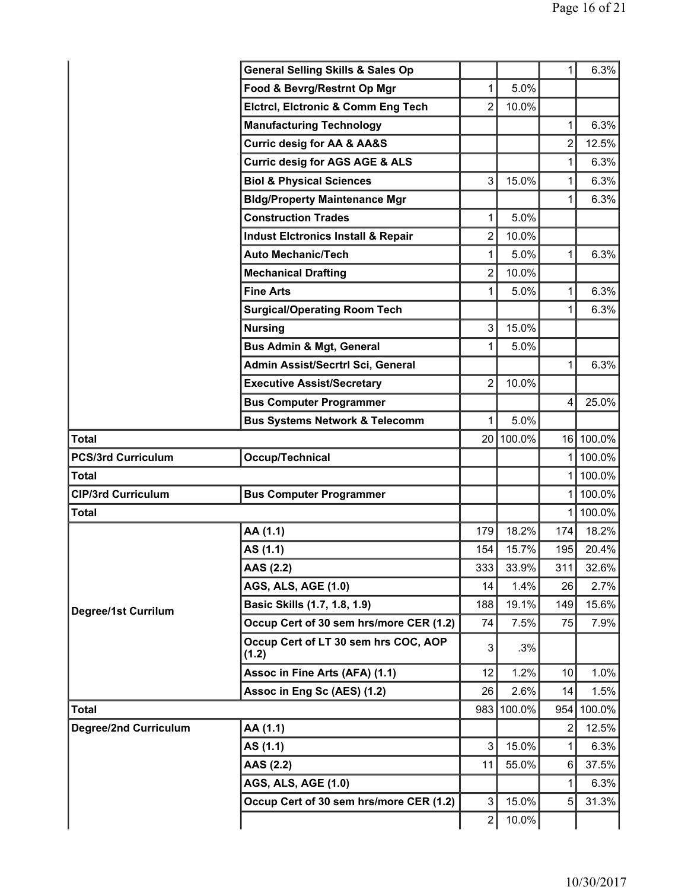| | | | | | |
|---|---|---|---|---|---|
| | General Selling Skills & Sales Op | | | 1 | 6.3% |
| | Food & Bevrg/Restrnt Op Mgr | 1 | 5.0% | | |
| | Elctrcl, Elctronic & Comm Eng Tech | 2 | 10.0% | | |
| | Manufacturing Technology | | | 1 | 6.3% |
| | Curric desig for AA & AA&S | | | 2 | 12.5% |
| | Curric desig for AGS AGE & ALS | | | 1 | 6.3% |
| | Biol & Physical Sciences | 3 | 15.0% | 1 | 6.3% |
| | Bldg/Property Maintenance Mgr | | | 1 | 6.3% |
| | Construction Trades | 1 | 5.0% | | |
| | Indust Elctronics Install & Repair | 2 | 10.0% | | |
| | Auto Mechanic/Tech | 1 | 5.0% | 1 | 6.3% |
| | Mechanical Drafting | 2 | 10.0% | | |
| | Fine Arts | 1 | 5.0% | 1 | 6.3% |
| | Surgical/Operating Room Tech | | | 1 | 6.3% |
| | Nursing | 3 | 15.0% | | |
| | Bus Admin & Mgt, General | 1 | 5.0% | | |
| | Admin Assist/Secrtrl Sci, General | | | 1 | 6.3% |
| | Executive Assist/Secretary | 2 | 10.0% | | |
| | Bus Computer Programmer | | | 4 | 25.0% |
| | Bus Systems Network & Telecomm | 1 | 5.0% | | |
| **Total** | | 20 | 100.0% | 16 | 100.0% |
| **PCS/3rd Curriculum** | Occup/Technical | | | 1 | 100.0% |
| **Total** | | | | 1 | 100.0% |
| **CIP/3rd Curriculum** | Bus Computer Programmer | | | 1 | 100.0% |
| **Total** | | | | 1 | 100.0% |
| **Degree/1st Currilum** | AA (1.1) | 179 | 18.2% | 174 | 18.2% |
| | AS (1.1) | 154 | 15.7% | 195 | 20.4% |
| | AAS (2.2) | 333 | 33.9% | 311 | 32.6% |
| | AGS, ALS, AGE (1.0) | 14 | 1.4% | 26 | 2.7% |
| | Basic Skills (1.7, 1.8, 1.9) | 188 | 19.1% | 149 | 15.6% |
| | Occup Cert of 30 sem hrs/more CER (1.2) | 74 | 7.5% | 75 | 7.9% |
| | Occup Cert of LT 30 sem hrs COC, AOP (1.2) | 3 | .3% | | |
| | Assoc in Fine Arts (AFA) (1.1) | 12 | 1.2% | 10 | 1.0% |
| | Assoc in Eng Sc (AES) (1.2) | 26 | 2.6% | 14 | 1.5% |
| **Total** | | 983 | 100.0% | 954 | 100.0% |
| **Degree/2nd Curriculum** | AA (1.1) | | | 2 | 12.5% |
| | AS (1.1) | 3 | 15.0% | 1 | 6.3% |
| | AAS (2.2) | 11 | 55.0% | 6 | 37.5% |
| | AGS, ALS, AGE (1.0) | | | 1 | 6.3% |
| | Occup Cert of 30 sem hrs/more CER (1.2) | 3 | 15.0% | 5 | 31.3% |
| | | 2 | 10.0% | | |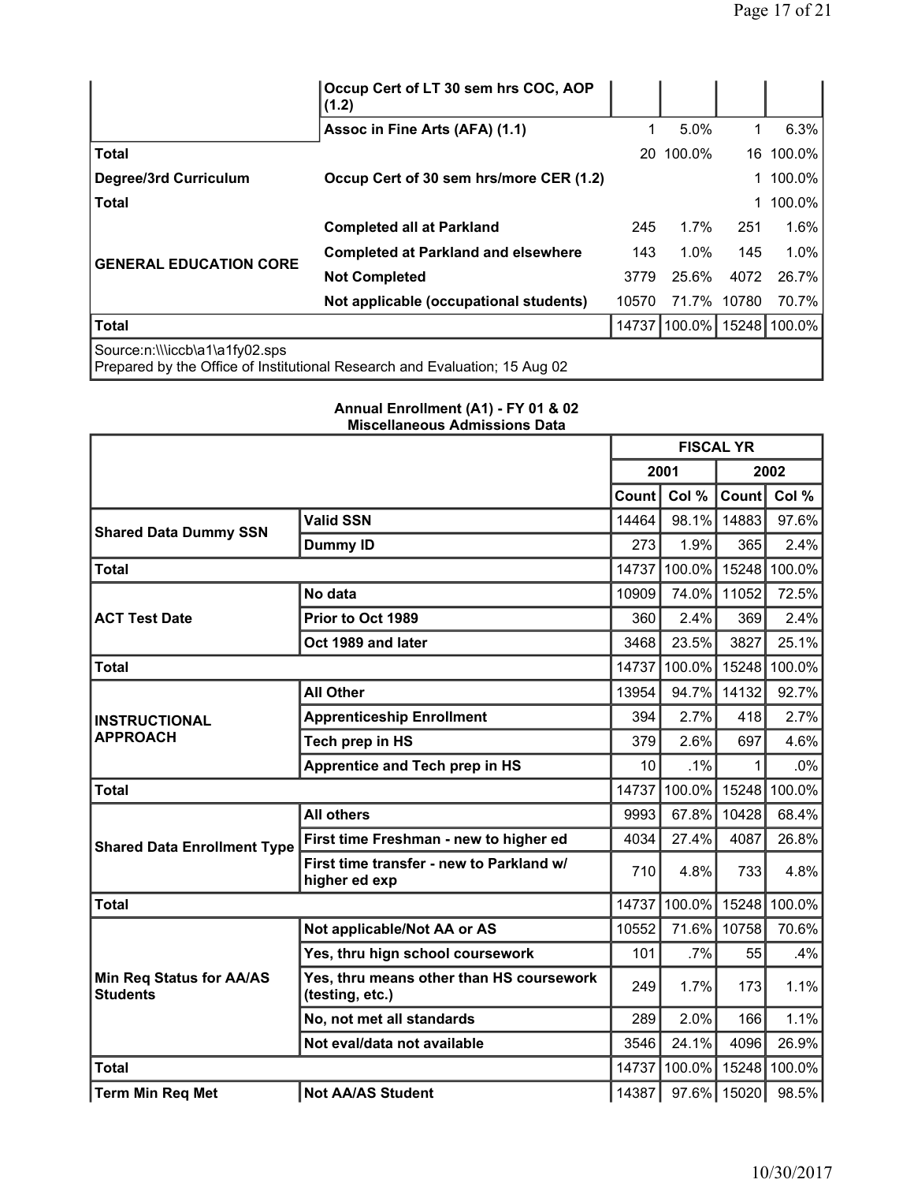| | | | | | |
|---|---|---|---|---|---|
| | Occup Cert of LT 30 sem hrs COC, AOP (1.2) | | | | |
| | Assoc in Fine Arts (AFA) (1.1) | 1 | 5.0% | 1 | 6.3% |
| **Total** | | 20 | 100.0% | 16 | 100.0% |
| **Degree/3rd Curriculum** | Occup Cert of 30 sem hrs/more CER (1.2) | | | 1 | 100.0% |
| **Total** | | | | 1 | 100.0% |
| **GENERAL EDUCATION CORE** | Completed all at Parkland | 245 | 1.7% | 251 | 1.6% |
| | Completed at Parkland and elsewhere | 143 | 1.0% | 145 | 1.0% |
| | Not Completed | 3779 | 25.6% | 4072 | 26.7% |
| | Not applicable (occupational students) | 10570 | 71.7% | 10780 | 70.7% |
| **Total** | | 14737 | 100.0% | 15248 | 100.0% |

Source:n:\\\iccb\a1\a1fy02.sps
Prepared by the Office of Institutional Research and Evaluation; 15 Aug 02

**Annual Enrollment (A1) - FY 01 & 02**
**Miscellaneous Admissions Data**

| | | FISCAL YR | | | |
|---|---|---|---|---|---|
| | | 2001 | | 2002 | |
| | | Count | Col % | Count | Col % |
| **Shared Data Dummy SSN** | Valid SSN | 14464 | 98.1% | 14883 | 97.6% |
| | Dummy ID | 273 | 1.9% | 365 | 2.4% |
| **Total** | | 14737 | 100.0% | 15248 | 100.0% |
| **ACT Test Date** | No data | 10909 | 74.0% | 11052 | 72.5% |
| | Prior to Oct 1989 | 360 | 2.4% | 369 | 2.4% |
| | Oct 1989 and later | 3468 | 23.5% | 3827 | 25.1% |
| **Total** | | 14737 | 100.0% | 15248 | 100.0% |
| **INSTRUCTIONAL APPROACH** | All Other | 13954 | 94.7% | 14132 | 92.7% |
| | Apprenticeship Enrollment | 394 | 2.7% | 418 | 2.7% |
| | Tech prep in HS | 379 | 2.6% | 697 | 4.6% |
| | Apprentice and Tech prep in HS | 10 | .1% | 1 | .0% |
| **Total** | | 14737 | 100.0% | 15248 | 100.0% |
| **Shared Data Enrollment Type** | All others | 9993 | 67.8% | 10428 | 68.4% |
| | First time Freshman - new to higher ed | 4034 | 27.4% | 4087 | 26.8% |
| | First time transfer - new to Parkland w/ higher ed exp | 710 | 4.8% | 733 | 4.8% |
| **Total** | | 14737 | 100.0% | 15248 | 100.0% |
| **Min Req Status for AA/AS Students** | Not applicable/Not AA or AS | 10552 | 71.6% | 10758 | 70.6% |
| | Yes, thru hign school coursework | 101 | .7% | 55 | .4% |
| | Yes, thru means other than HS coursework (testing, etc.) | 249 | 1.7% | 173 | 1.1% |
| | No, not met all standards | 289 | 2.0% | 166 | 1.1% |
| | Not eval/data not available | 3546 | 24.1% | 4096 | 26.9% |
| **Total** | | 14737 | 100.0% | 15248 | 100.0% |
| **Term Min Req Met** | Not AA/AS Student | 14387 | 97.6% | 15020 | 98.5% |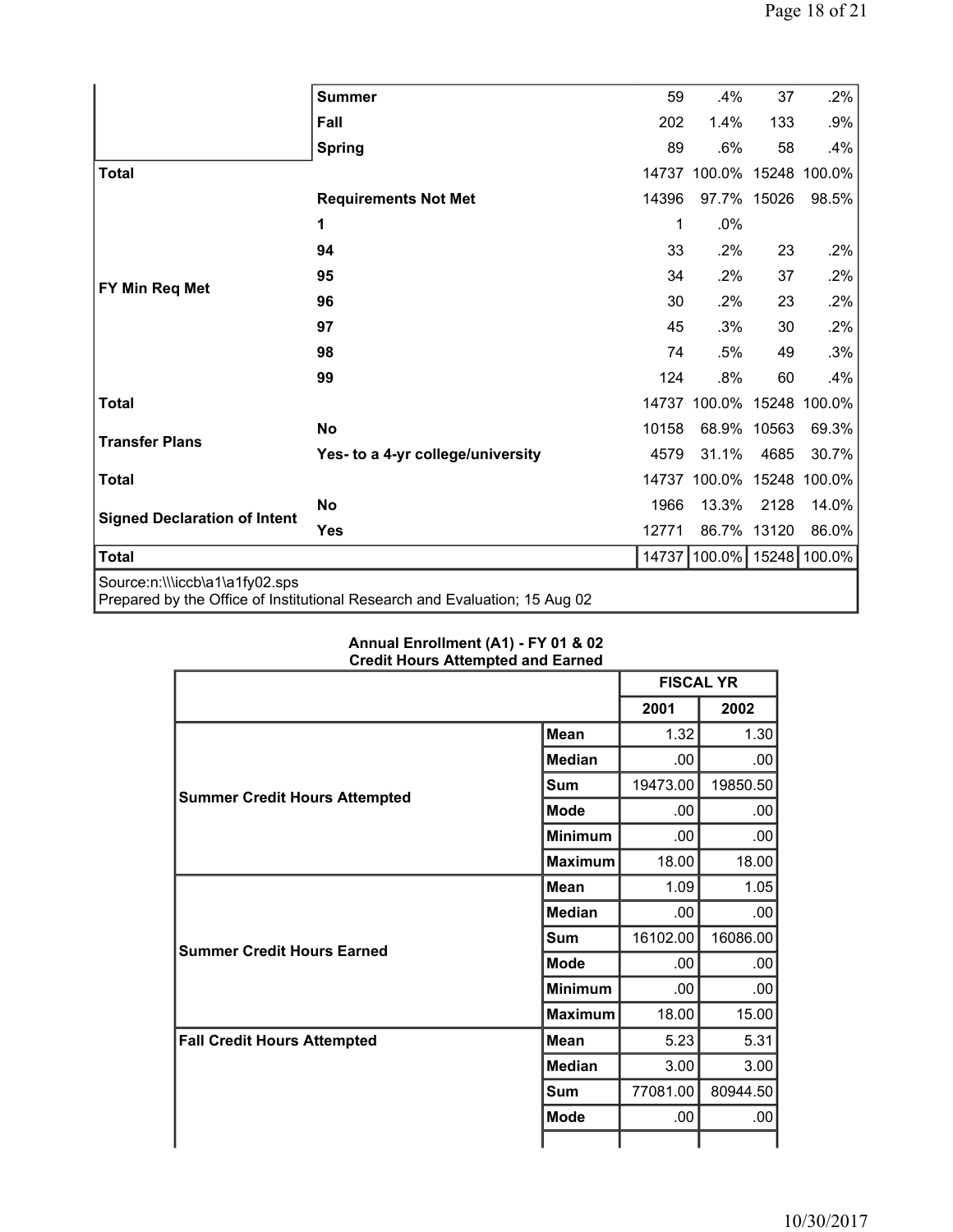| | | | | | |
|---|---|---|---|---|---|
| | Summer | 59 | .4% | 37 | .2% |
| | Fall | 202 | 1.4% | 133 | .9% |
| | Spring | 89 | .6% | 58 | .4% |
| **Total** | | 14737 | 100.0% | 15248 | 100.0% |
| **FY Min Req Met** | Requirements Not Met | 14396 | 97.7% | 15026 | 98.5% |
| | 1 | 1 | .0% | | |
| | 94 | 33 | .2% | 23 | .2% |
| | 95 | 34 | .2% | 37 | .2% |
| | 96 | 30 | .2% | 23 | .2% |
| | 97 | 45 | .3% | 30 | .2% |
| | 98 | 74 | .5% | 49 | .3% |
| | 99 | 124 | .8% | 60 | .4% |
| **Total** | | 14737 | 100.0% | 15248 | 100.0% |
| **Transfer Plans** | No | 10158 | 68.9% | 10563 | 69.3% |
| | Yes- to a 4-yr college/university | 4579 | 31.1% | 4685 | 30.7% |
| **Total** | | 14737 | 100.0% | 15248 | 100.0% |
| **Signed Declaration of Intent** | No | 1966 | 13.3% | 2128 | 14.0% |
| | Yes | 12771 | 86.7% | 13120 | 86.0% |
| **Total** | | 14737 | 100.0% | 15248 | 100.0% |

Source:n:\\\iccb\a1\a1fy02.sps
Prepared by the Office of Institutional Research and Evaluation; 15 Aug 02

**Annual Enrollment (A1) - FY 01 & 02**
**Credit Hours Attempted and Earned**

| | | FISCAL YR | |
|---|---|---|---|
| | | 2001 | 2002 |
| **Summer Credit Hours Attempted** | Mean | 1.32 | 1.30 |
| | Median | .00 | .00 |
| | Sum | 19473.00 | 19850.50 |
| | Mode | .00 | .00 |
| | Minimum | .00 | .00 |
| | Maximum | 18.00 | 18.00 |
| **Summer Credit Hours Earned** | Mean | 1.09 | 1.05 |
| | Median | .00 | .00 |
| | Sum | 16102.00 | 16086.00 |
| | Mode | .00 | .00 |
| | Minimum | .00 | .00 |
| | Maximum | 18.00 | 15.00 |
| **Fall Credit Hours Attempted** | Mean | 5.23 | 5.31 |
| | Median | 3.00 | 3.00 |
| | Sum | 77081.00 | 80944.50 |
| | Mode | .00 | .00 |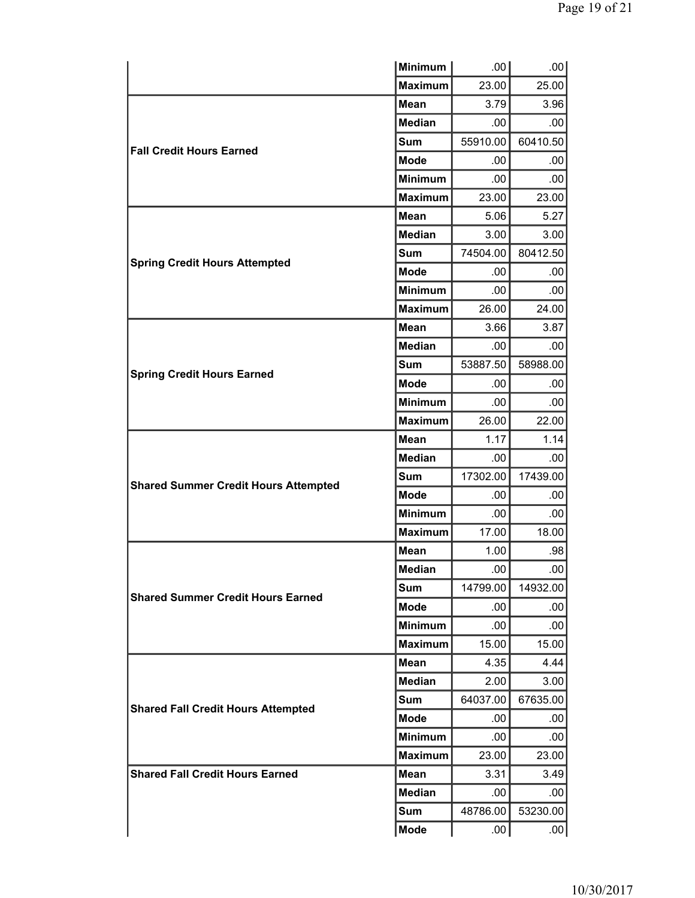| | | | |
|---|---|---|---|
| | Minimum | .00 | .00 |
| | Maximum | 23.00 | 25.00 |
| Fall Credit Hours Earned | Mean | 3.79 | 3.96 |
| | Median | .00 | .00 |
| | Sum | 55910.00 | 60410.50 |
| | Mode | .00 | .00 |
| | Minimum | .00 | .00 |
| | Maximum | 23.00 | 23.00 |
| Spring Credit Hours Attempted | Mean | 5.06 | 5.27 |
| | Median | 3.00 | 3.00 |
| | Sum | 74504.00 | 80412.50 |
| | Mode | .00 | .00 |
| | Minimum | .00 | .00 |
| | Maximum | 26.00 | 24.00 |
| Spring Credit Hours Earned | Mean | 3.66 | 3.87 |
| | Median | .00 | .00 |
| | Sum | 53887.50 | 58988.00 |
| | Mode | .00 | .00 |
| | Minimum | .00 | .00 |
| | Maximum | 26.00 | 22.00 |
| Shared Summer Credit Hours Attempted | Mean | 1.17 | 1.14 |
| | Median | .00 | .00 |
| | Sum | 17302.00 | 17439.00 |
| | Mode | .00 | .00 |
| | Minimum | .00 | .00 |
| | Maximum | 17.00 | 18.00 |
| Shared Summer Credit Hours Earned | Mean | 1.00 | .98 |
| | Median | .00 | .00 |
| | Sum | 14799.00 | 14932.00 |
| | Mode | .00 | .00 |
| | Minimum | .00 | .00 |
| | Maximum | 15.00 | 15.00 |
| Shared Fall Credit Hours Attempted | Mean | 4.35 | 4.44 |
| | Median | 2.00 | 3.00 |
| | Sum | 64037.00 | 67635.00 |
| | Mode | .00 | .00 |
| | Minimum | .00 | .00 |
| | Maximum | 23.00 | 23.00 |
| Shared Fall Credit Hours Earned | Mean | 3.31 | 3.49 |
| | Median | .00 | .00 |
| | Sum | 48786.00 | 53230.00 |
| | Mode | .00 | .00 |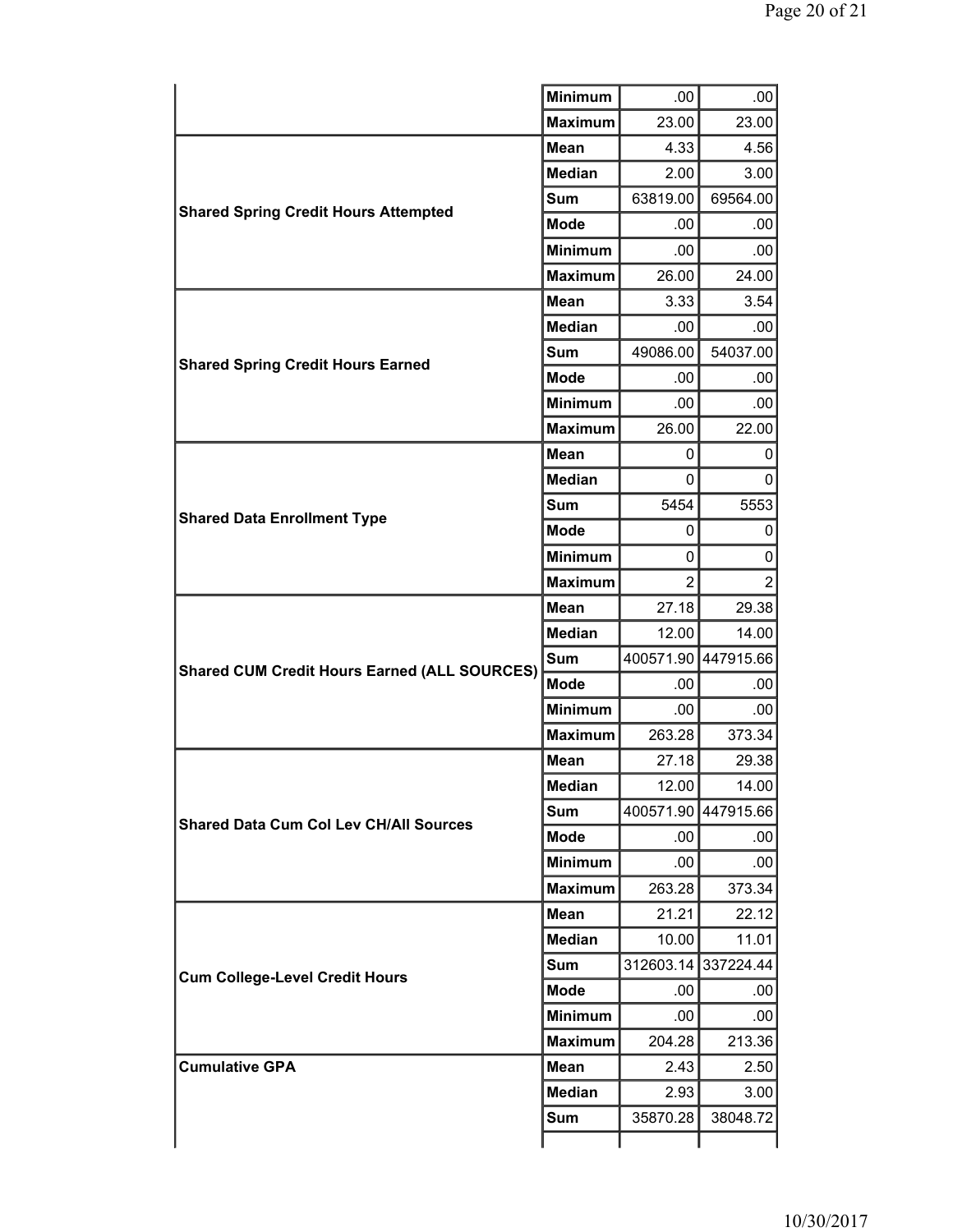| | | | |
|---|---|---|---|
| | Minimum | .00 | .00 |
| | Maximum | 23.00 | 23.00 |
| Shared Spring Credit Hours Attempted | Mean | 4.33 | 4.56 |
| | Median | 2.00 | 3.00 |
| | Sum | 63819.00 | 69564.00 |
| | Mode | .00 | .00 |
| | Minimum | .00 | .00 |
| | Maximum | 26.00 | 24.00 |
| Shared Spring Credit Hours Earned | Mean | 3.33 | 3.54 |
| | Median | .00 | .00 |
| | Sum | 49086.00 | 54037.00 |
| | Mode | .00 | .00 |
| | Minimum | .00 | .00 |
| | Maximum | 26.00 | 22.00 |
| Shared Data Enrollment Type | Mean | 0 | 0 |
| | Median | 0 | 0 |
| | Sum | 5454 | 5553 |
| | Mode | 0 | 0 |
| | Minimum | 0 | 0 |
| | Maximum | 2 | 2 |
| Shared CUM Credit Hours Earned (ALL SOURCES) | Mean | 27.18 | 29.38 |
| | Median | 12.00 | 14.00 |
| | Sum | 400571.90 | 447915.66 |
| | Mode | .00 | .00 |
| | Minimum | .00 | .00 |
| | Maximum | 263.28 | 373.34 |
| Shared Data Cum Col Lev CH/All Sources | Mean | 27.18 | 29.38 |
| | Median | 12.00 | 14.00 |
| | Sum | 400571.90 | 447915.66 |
| | Mode | .00 | .00 |
| | Minimum | .00 | .00 |
| | Maximum | 263.28 | 373.34 |
| Cum College-Level Credit Hours | Mean | 21.21 | 22.12 |
| | Median | 10.00 | 11.01 |
| | Sum | 312603.14 | 337224.44 |
| | Mode | .00 | .00 |
| | Minimum | .00 | .00 |
| | Maximum | 204.28 | 213.36 |
| Cumulative GPA | Mean | 2.43 | 2.50 |
| | Median | 2.93 | 3.00 |
| | Sum | 35870.28 | 38048.72 |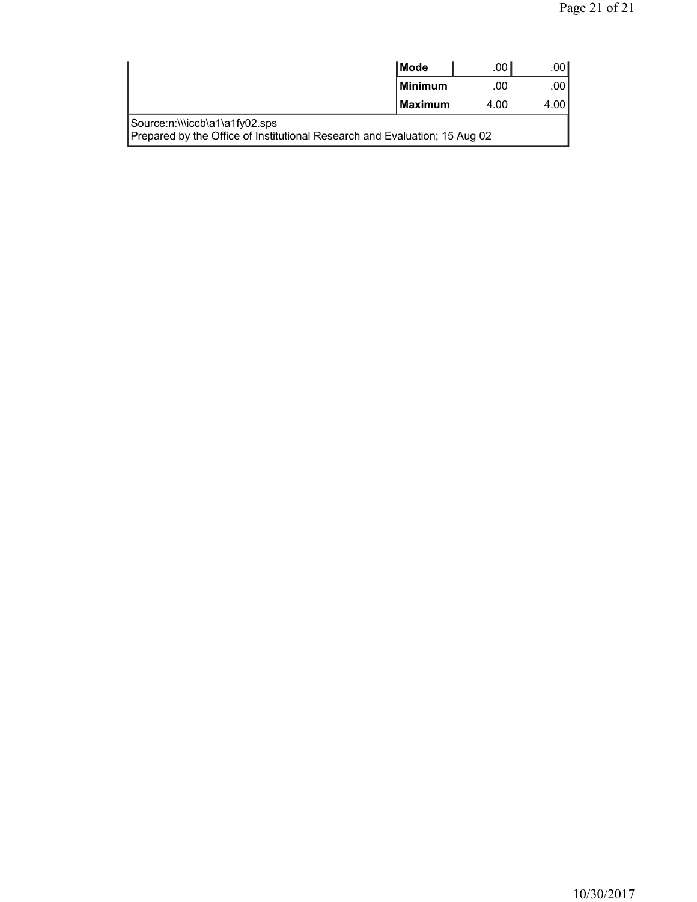| | | | |
|---|---|---|---|
| | Mode | .00 | .00 |
| | Minimum | .00 | .00 |
| | Maximum | 4.00 | 4.00 |

Source:n:\\\iccb\a1\a1fy02.sps
Prepared by the Office of Institutional Research and Evaluation; 15 Aug 02